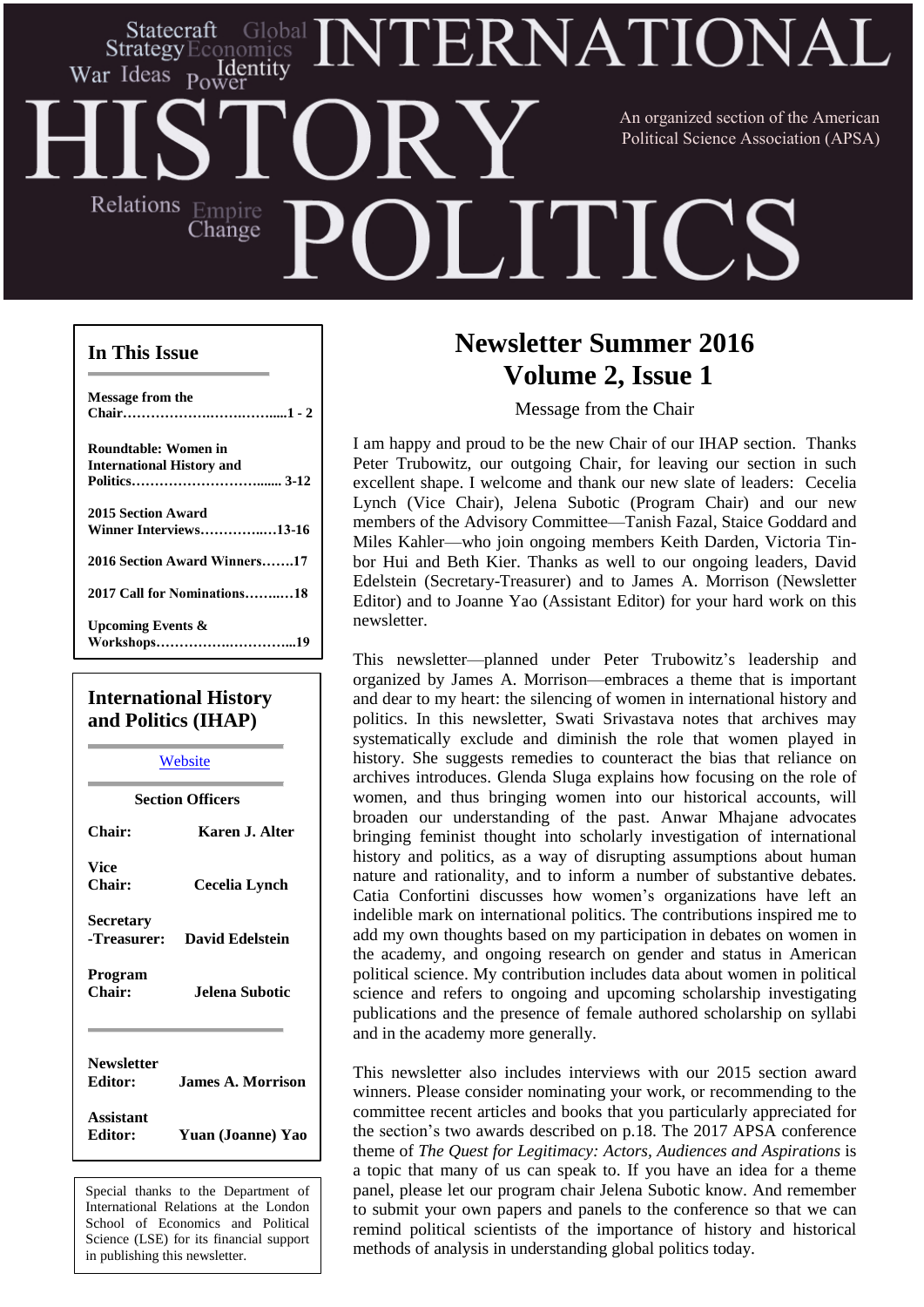# INTERNATIONAL HISTORY POLITICS

Statecraft Global Strategy Economics War Ideas Identity Power Relations Empire Change

An organized section of the American Political Science Association (APSA)

## In This Issue

**Message from the Chair……………………………....1 - 2**

**Roundtable: Women in International History and Politics…………………………....... 3-12**

**2015 Section Award Winner Interviews…………..…13-16**

**2016 Section Award Winners…….17**

**2017 Call for Nominations……..…18**

**Upcoming Events & Workshops……………….…………...19**

## International History and Politics (IHAP)

Website

**Section Officers**

**Chair:** **Karen J. Alter**

**Vice Chair:** **Cecelia Lynch**

**Secretary-Treasurer:** **David Edelstein**

**Program Chair:** **Jelena Subotic**

**Newsletter Editor:** **James A. Morrison**

**Assistant Editor:** **Yuan (Joanne) Yao**

Special thanks to the Department of International Relations at the London School of Economics and Political Science (LSE) for its financial support in publishing this newsletter.

# Newsletter Summer 2016 Volume 2, Issue 1

Message from the Chair

I am happy and proud to be the new Chair of our IHAP section. Thanks Peter Trubowitz, our outgoing Chair, for leaving our section in such excellent shape. I welcome and thank our new slate of leaders: Cecelia Lynch (Vice Chair), Jelena Subotic (Program Chair) and our new members of the Advisory Committee—Tanish Fazal, Staice Goddard and Miles Kahler—who join ongoing members Keith Darden, Victoria Tin-bor Hui and Beth Kier. Thanks as well to our ongoing leaders, David Edelstein (Secretary-Treasurer) and to James A. Morrison (Newsletter Editor) and to Joanne Yao (Assistant Editor) for your hard work on this newsletter.

This newsletter—planned under Peter Trubowitz's leadership and organized by James A. Morrison—embraces a theme that is important and dear to my heart: the silencing of women in international history and politics. In this newsletter, Swati Srivastava notes that archives may systematically exclude and diminish the role that women played in history. She suggests remedies to counteract the bias that reliance on archives introduces. Glenda Sluga explains how focusing on the role of women, and thus bringing women into our historical accounts, will broaden our understanding of the past. Anwar Mhajane advocates bringing feminist thought into scholarly investigation of international history and politics, as a way of disrupting assumptions about human nature and rationality, and to inform a number of substantive debates. Catia Confortini discusses how women's organizations have left an indelible mark on international politics. The contributions inspired me to add my own thoughts based on my participation in debates on women in the academy, and ongoing research on gender and status in American political science. My contribution includes data about women in political science and refers to ongoing and upcoming scholarship investigating publications and the presence of female authored scholarship on syllabi and in the academy more generally.

This newsletter also includes interviews with our 2015 section award winners. Please consider nominating your work, or recommending to the committee recent articles and books that you particularly appreciated for the section's two awards described on p.18. The 2017 APSA conference theme of *The Quest for Legitimacy: Actors, Audiences and Aspirations* is a topic that many of us can speak to. If you have an idea for a theme panel, please let our program chair Jelena Subotic know. And remember to submit your own papers and panels to the conference so that we can remind political scientists of the importance of history and historical methods of analysis in understanding global politics today.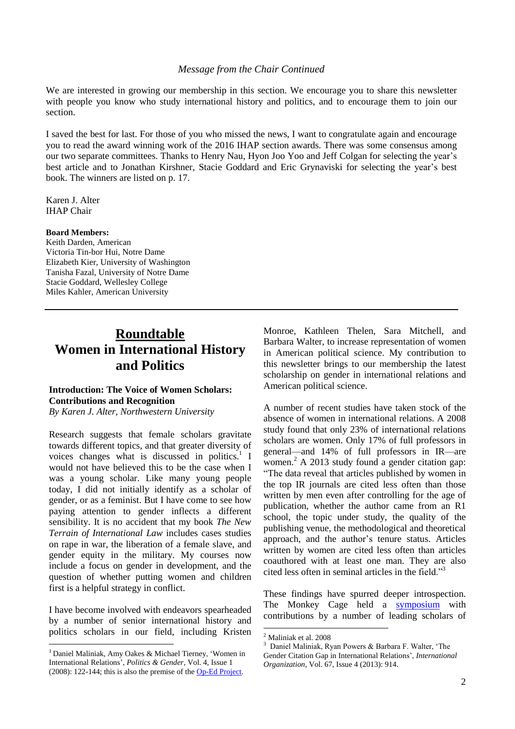*Message from the Chair Continued*

We are interested in growing our membership in this section. We encourage you to share this newsletter with people you know who study international history and politics, and to encourage them to join our section.

I saved the best for last. For those of you who missed the news, I want to congratulate again and encourage you to read the award winning work of the 2016 IHAP section awards. There was some consensus among our two separate committees. Thanks to Henry Nau, Hyon Joo Yoo and Jeff Colgan for selecting the year's best article and to Jonathan Kirshner, Stacie Goddard and Eric Grynaviski for selecting the year's best book. The winners are listed on p. 17.

Karen J. Alter
IHAP Chair

**Board Members:**
Keith Darden, American
Victoria Tin-bor Hui, Notre Dame
Elizabeth Kier, University of Washington
Tanisha Fazal, University of Notre Dame
Stacie Goddard, Wellesley College
Miles Kahler, American University

---

# Roundtable Women in International History and Politics

### Introduction: The Voice of Women Scholars: Contributions and Recognition

*By Karen J. Alter, Northwestern University*

Research suggests that female scholars gravitate towards different topics, and that greater diversity of voices changes what is discussed in politics.[1] I would not have believed this to be the case when I was a young scholar. Like many young people today, I did not initially identify as a scholar of gender, or as a feminist. But I have come to see how paying attention to gender inflects a different sensibility. It is no accident that my book *The New Terrain of International Law* includes cases studies on rape in war, the liberation of a female slave, and gender equity in the military. My courses now include a focus on gender in development, and the question of whether putting women and children first is a helpful strategy in conflict.

I have become involved with endeavors spearheaded by a number of senior international history and politics scholars in our field, including Kristen Monroe, Kathleen Thelen, Sara Mitchell, and Barbara Walter, to increase representation of women in American political science. My contribution to this newsletter brings to our membership the latest scholarship on gender in international relations and American political science.

A number of recent studies have taken stock of the absence of women in international relations. A 2008 study found that only 23% of international relations scholars are women. Only 17% of full professors in general—and 14% of full professors in IR—are women.[2] A 2013 study found a gender citation gap: "The data reveal that articles published by women in the top IR journals are cited less often than those written by men even after controlling for the age of publication, whether the author came from an R1 school, the topic under study, the quality of the publishing venue, the methodological and theoretical approach, and the author's tenure status. Articles written by women are cited less often than articles coauthored with at least one man. They are also cited less often in seminal articles in the field."[3]

These findings have spurred deeper introspection. The Monkey Cage held a symposium with contributions by a number of leading scholars of

---

[1] Daniel Maliniak, Amy Oakes & Michael Tierney, 'Women in International Relations', *Politics & Gender*, Vol. 4, Issue 1 (2008): 122-144; this is also the premise of the Op-Ed Project.

[2] Maliniak et al. 2008

[3] Daniel Maliniak, Ryan Powers & Barbara F. Walter, 'The Gender Citation Gap in International Relations', *International Organization*, Vol. 67, Issue 4 (2013): 914.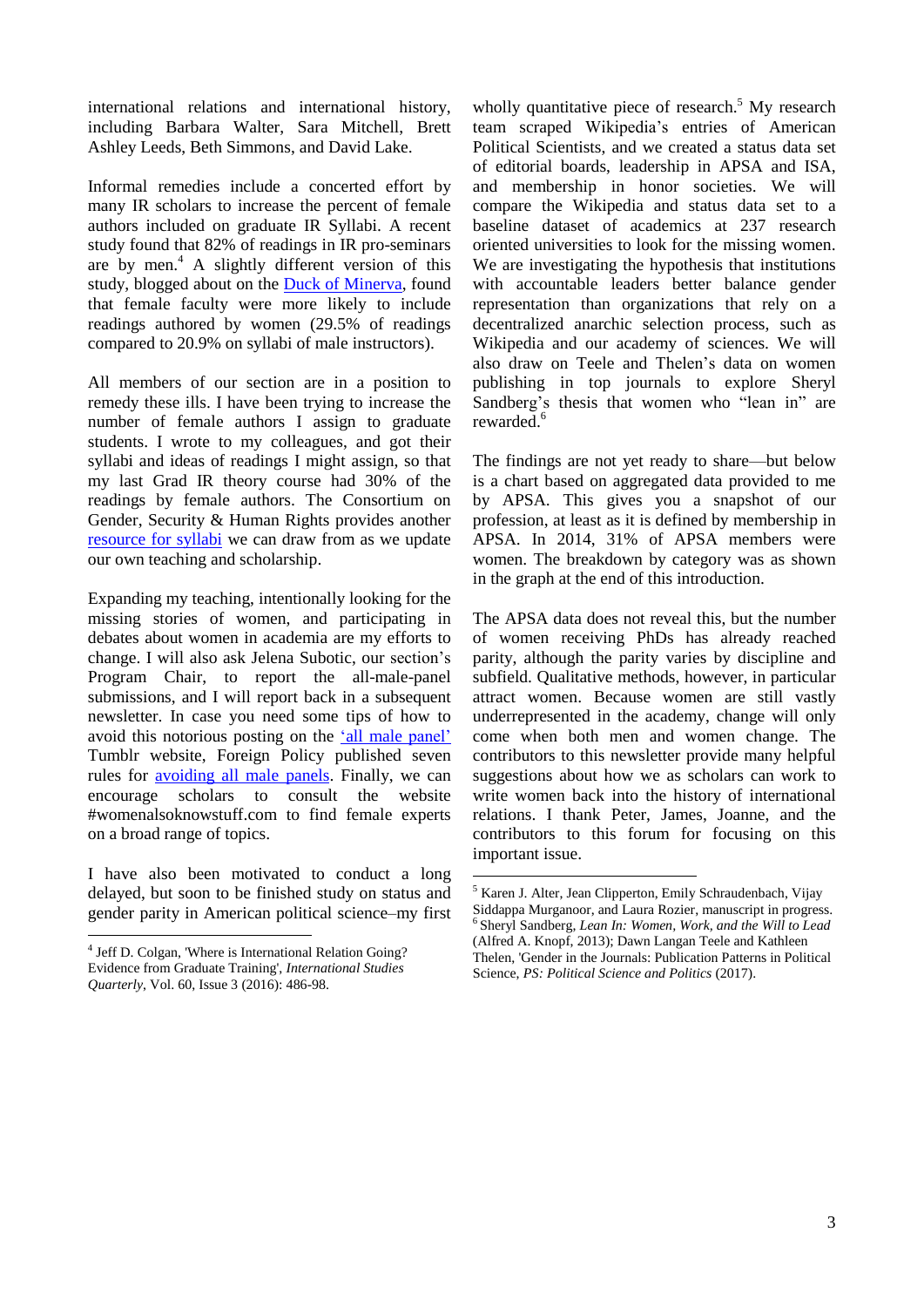international relations and international history, including Barbara Walter, Sara Mitchell, Brett Ashley Leeds, Beth Simmons, and David Lake.

Informal remedies include a concerted effort by many IR scholars to increase the percent of female authors included on graduate IR Syllabi. A recent study found that 82% of readings in IR pro-seminars are by men.[4] A slightly different version of this study, blogged about on the Duck of Minerva, found that female faculty were more likely to include readings authored by women (29.5% of readings compared to 20.9% on syllabi of male instructors).

All members of our section are in a position to remedy these ills. I have been trying to increase the number of female authors I assign to graduate students. I wrote to my colleagues, and got their syllabi and ideas of readings I might assign, so that my last Grad IR theory course had 30% of the readings by female authors. The Consortium on Gender, Security & Human Rights provides another resource for syllabi we can draw from as we update our own teaching and scholarship.

Expanding my teaching, intentionally looking for the missing stories of women, and participating in debates about women in academia are my efforts to change. I will also ask Jelena Subotic, our section's Program Chair, to report the all-male-panel submissions, and I will report back in a subsequent newsletter. In case you need some tips of how to avoid this notorious posting on the 'all male panel' Tumblr website, Foreign Policy published seven rules for avoiding all male panels. Finally, we can encourage scholars to consult the website #womenalsoknowstuff.com to find female experts on a broad range of topics.

I have also been motivated to conduct a long delayed, but soon to be finished study on status and gender parity in American political science–my first wholly quantitative piece of research.[5] My research team scraped Wikipedia's entries of American Political Scientists, and we created a status data set of editorial boards, leadership in APSA and ISA, and membership in honor societies. We will compare the Wikipedia and status data set to a baseline dataset of academics at 237 research oriented universities to look for the missing women. We are investigating the hypothesis that institutions with accountable leaders better balance gender representation than organizations that rely on a decentralized anarchic selection process, such as Wikipedia and our academy of sciences. We will also draw on Teele and Thelen's data on women publishing in top journals to explore Sheryl Sandberg's thesis that women who "lean in" are rewarded.[6]

The findings are not yet ready to share—but below is a chart based on aggregated data provided to me by APSA. This gives you a snapshot of our profession, at least as it is defined by membership in APSA. In 2014, 31% of APSA members were women. The breakdown by category was as shown in the graph at the end of this introduction.

The APSA data does not reveal this, but the number of women receiving PhDs has already reached parity, although the parity varies by discipline and subfield. Qualitative methods, however, in particular attract women. Because women are still vastly underrepresented in the academy, change will only come when both men and women change. The contributors to this newsletter provide many helpful suggestions about how we as scholars can work to write women back into the history of international relations. I thank Peter, James, Joanne, and the contributors to this forum for focusing on this important issue.

---

[4] Jeff D. Colgan, 'Where is International Relation Going? Evidence from Graduate Training', *International Studies Quarterly*, Vol. 60, Issue 3 (2016): 486-98.

[5] Karen J. Alter, Jean Clipperton, Emily Schraudenbach, Vijay Siddappa Murganoor, and Laura Rozier, manuscript in progress.

[6] Sheryl Sandberg, *Lean In: Women, Work, and the Will to Lead* (Alfred A. Knopf, 2013); Dawn Langan Teele and Kathleen Thelen, 'Gender in the Journals: Publication Patterns in Political Science, *PS: Political Science and Politics* (2017).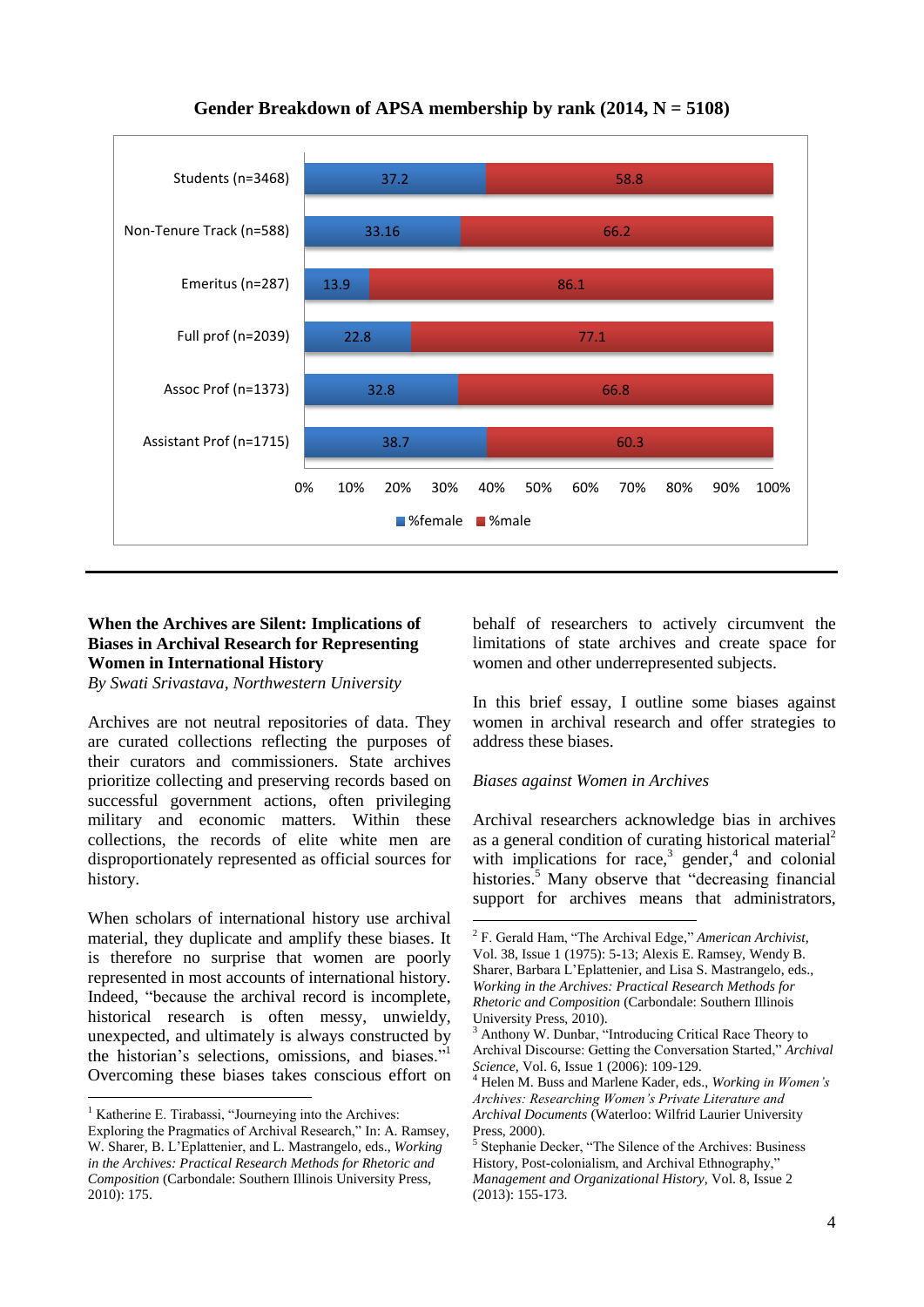**Gender Breakdown of APSA membership by rank (2014, N = 5108)**

| Rank | %female | %male |
|---|---|---|
| Students (n=3468) | 37.2 | 58.8 |
| Non-Tenure Track (n=588) | 33.16 | 66.2 |
| Emeritus (n=287) | 13.9 | 86.1 |
| Full prof (n=2039) | 22.8 | 77.1 |
| Assoc Prof (n=1373) | 32.8 | 66.8 |
| Assistant Prof (n=1715) | 38.7 | 60.3 |

## When the Archives are Silent: Implications of Biases in Archival Research for Representing Women in International History

*By Swati Srivastava, Northwestern University*

Archives are not neutral repositories of data. They are curated collections reflecting the purposes of their curators and commissioners. State archives prioritize collecting and preserving records based on successful government actions, often privileging military and economic matters. Within these collections, the records of elite white men are disproportionately represented as official sources for history.

When scholars of international history use archival material, they duplicate and amplify these biases. It is therefore no surprise that women are poorly represented in most accounts of international history. Indeed, "because the archival record is incomplete, historical research is often messy, unwieldy, unexpected, and ultimately is always constructed by the historian's selections, omissions, and biases."[1] Overcoming these biases takes conscious effort on behalf of researchers to actively circumvent the limitations of state archives and create space for women and other underrepresented subjects.

In this brief essay, I outline some biases against women in archival research and offer strategies to address these biases.

### *Biases against Women in Archives*

Archival researchers acknowledge bias in archives as a general condition of curating historical material[2] with implications for race,[3] gender,[4] and colonial histories.[5] Many observe that "decreasing financial support for archives means that administrators,

---

[1] Katherine E. Tirabassi, "Journeying into the Archives: Exploring the Pragmatics of Archival Research," In: A. Ramsey, W. Sharer, B. L'Eplattenier, and L. Mastrangelo, eds., *Working in the Archives: Practical Research Methods for Rhetoric and Composition* (Carbondale: Southern Illinois University Press, 2010): 175.

[2] F. Gerald Ham, "The Archival Edge," *American Archivist,* Vol. 38, Issue 1 (1975): 5-13; Alexis E. Ramsey, Wendy B. Sharer, Barbara L'Eplattenier, and Lisa S. Mastrangelo, eds., *Working in the Archives: Practical Research Methods for Rhetoric and Composition* (Carbondale: Southern Illinois University Press, 2010).

[3] Anthony W. Dunbar, "Introducing Critical Race Theory to Archival Discourse: Getting the Conversation Started," *Archival Science,* Vol. 6, Issue 1 (2006): 109-129.

[4] Helen M. Buss and Marlene Kader, eds., *Working in Women's Archives: Researching Women's Private Literature and Archival Documents* (Waterloo: Wilfrid Laurier University Press, 2000).

[5] Stephanie Decker, "The Silence of the Archives: Business History, Post-colonialism, and Archival Ethnography," *Management and Organizational History,* Vol. 8, Issue 2 (2013): 155-173.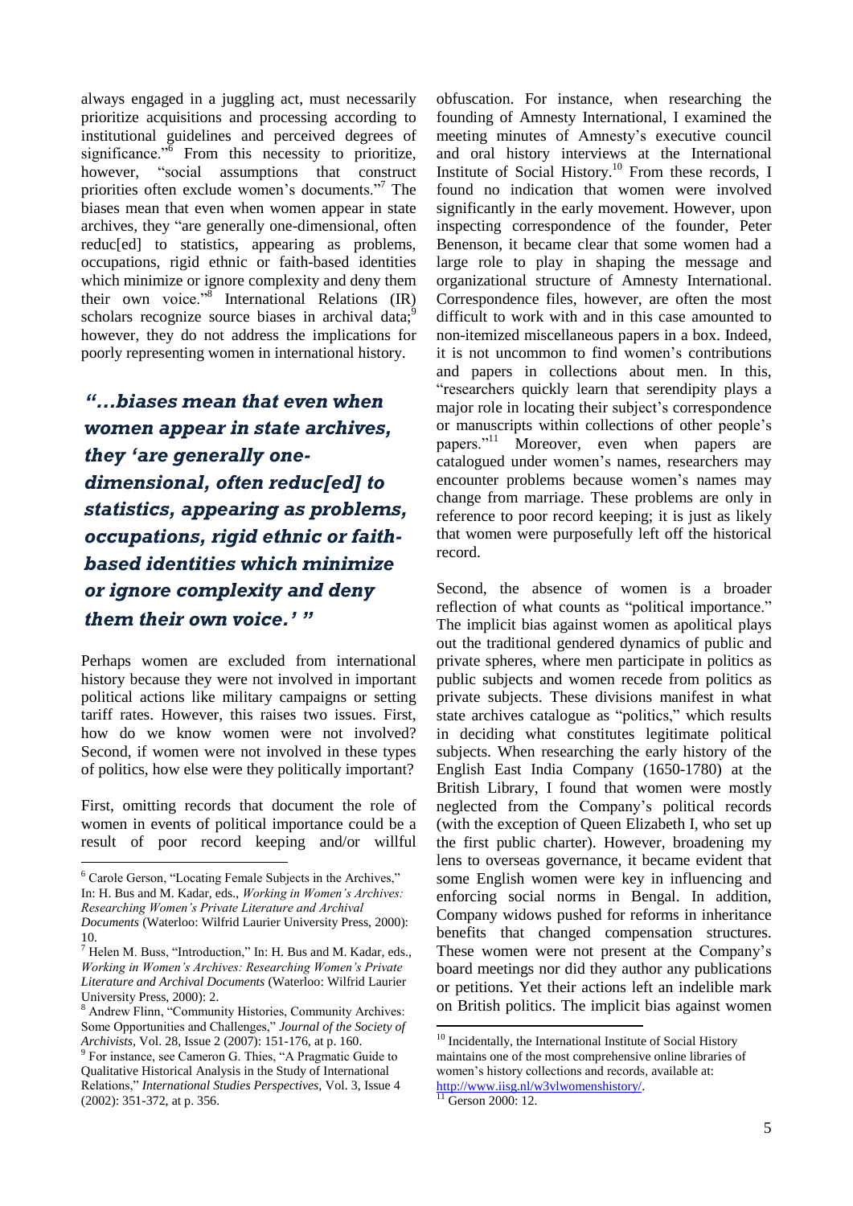always engaged in a juggling act, must necessarily prioritize acquisitions and processing according to institutional guidelines and perceived degrees of significance."[6] From this necessity to prioritize, however, "social assumptions that construct priorities often exclude women's documents."[7] The biases mean that even when women appear in state archives, they "are generally one-dimensional, often reduc[ed] to statistics, appearing as problems, occupations, rigid ethnic or faith-based identities which minimize or ignore complexity and deny them their own voice."[8] International Relations (IR) scholars recognize source biases in archival data;[9] however, they do not address the implications for poorly representing women in international history.

> ***"…biases mean that even when women appear in state archives, they 'are generally one-dimensional, often reduc[ed] to statistics, appearing as problems, occupations, rigid ethnic or faith-based identities which minimize or ignore complexity and deny them their own voice.' "***

Perhaps women are excluded from international history because they were not involved in important political actions like military campaigns or setting tariff rates. However, this raises two issues. First, how do we know women were not involved? Second, if women were not involved in these types of politics, how else were they politically important?

First, omitting records that document the role of women in events of political importance could be a result of poor record keeping and/or willful obfuscation. For instance, when researching the founding of Amnesty International, I examined the meeting minutes of Amnesty's executive council and oral history interviews at the International Institute of Social History.[10] From these records, I found no indication that women were involved significantly in the early movement. However, upon inspecting correspondence of the founder, Peter Benenson, it became clear that some women had a large role to play in shaping the message and organizational structure of Amnesty International. Correspondence files, however, are often the most difficult to work with and in this case amounted to non-itemized miscellaneous papers in a box. Indeed, it is not uncommon to find women's contributions and papers in collections about men. In this, "researchers quickly learn that serendipity plays a major role in locating their subject's correspondence or manuscripts within collections of other people's papers."[11] Moreover, even when papers are catalogued under women's names, researchers may encounter problems because women's names may change from marriage. These problems are only in reference to poor record keeping; it is just as likely that women were purposefully left off the historical record.

Second, the absence of women is a broader reflection of what counts as "political importance." The implicit bias against women as apolitical plays out the traditional gendered dynamics of public and private spheres, where men participate in politics as public subjects and women recede from politics as private subjects. These divisions manifest in what state archives catalogue as "politics," which results in deciding what constitutes legitimate political subjects. When researching the early history of the English East India Company (1650-1780) at the British Library, I found that women were mostly neglected from the Company's political records (with the exception of Queen Elizabeth I, who set up the first public charter). However, broadening my lens to overseas governance, it became evident that some English women were key in influencing and enforcing social norms in Bengal. In addition, Company widows pushed for reforms in inheritance benefits that changed compensation structures. These women were not present at the Company's board meetings nor did they author any publications or petitions. Yet their actions left an indelible mark on British politics. The implicit bias against women

---

[6] Carole Gerson, "Locating Female Subjects in the Archives," In: H. Bus and M. Kadar, eds., *Working in Women's Archives: Researching Women's Private Literature and Archival Documents* (Waterloo: Wilfrid Laurier University Press, 2000): 10.

[7] Helen M. Buss, "Introduction," In: H. Bus and M. Kadar, eds., *Working in Women's Archives: Researching Women's Private Literature and Archival Documents* (Waterloo: Wilfrid Laurier University Press, 2000): 2.

[8] Andrew Flinn, "Community Histories, Community Archives: Some Opportunities and Challenges," *Journal of the Society of Archivists*, Vol. 28, Issue 2 (2007): 151-176, at p. 160.

[9] For instance, see Cameron G. Thies, "A Pragmatic Guide to Qualitative Historical Analysis in the Study of International Relations," *International Studies Perspectives*, Vol. 3, Issue 4 (2002): 351-372, at p. 356.

[10] Incidentally, the International Institute of Social History maintains one of the most comprehensive online libraries of women's history collections and records, available at: http://www.iisg.nl/w3vlwomenshistory/.

[11] Gerson 2000: 12.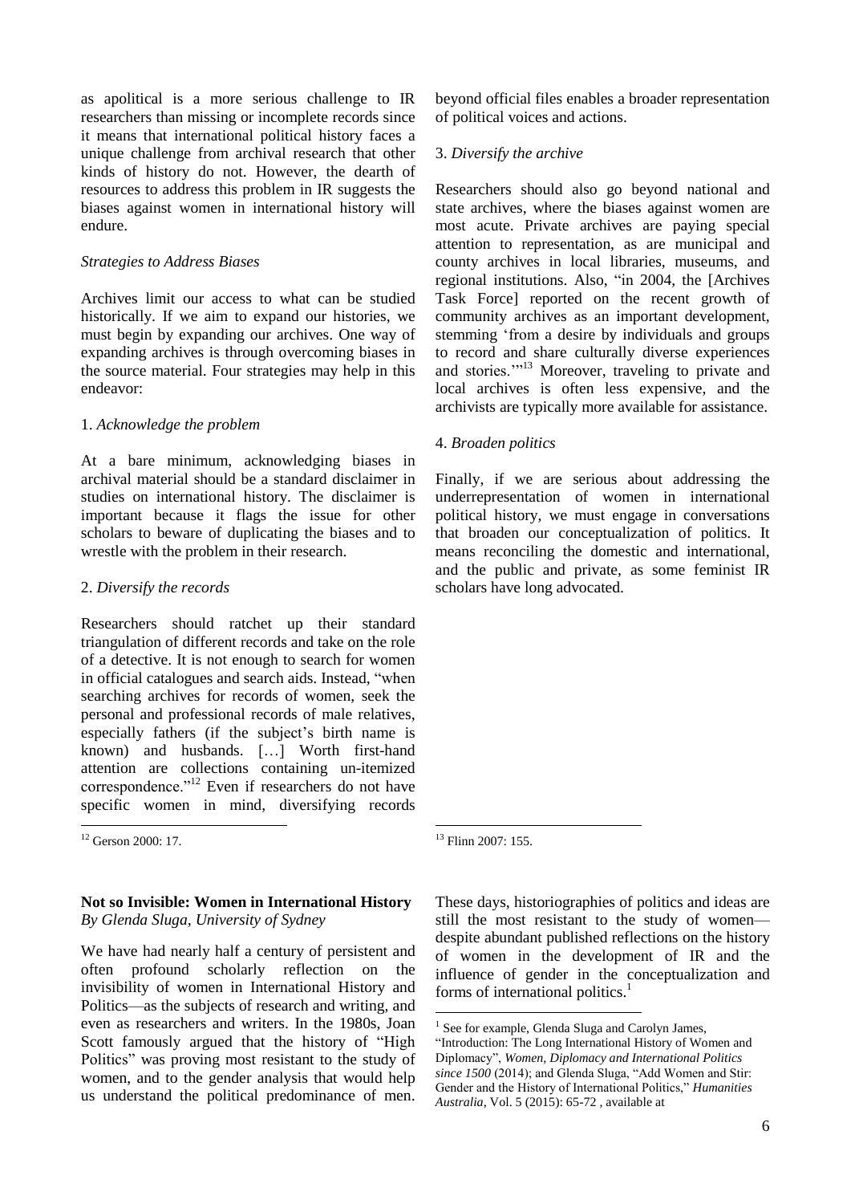as apolitical is a more serious challenge to IR researchers than missing or incomplete records since it means that international political history faces a unique challenge from archival research that other kinds of history do not. However, the dearth of resources to address this problem in IR suggests the biases against women in international history will endure.

*Strategies to Address Biases*

Archives limit our access to what can be studied historically. If we aim to expand our histories, we must begin by expanding our archives. One way of expanding archives is through overcoming biases in the source material. Four strategies may help in this endeavor:

1. *Acknowledge the problem*

At a bare minimum, acknowledging biases in archival material should be a standard disclaimer in studies on international history. The disclaimer is important because it flags the issue for other scholars to beware of duplicating the biases and to wrestle with the problem in their research.

2. *Diversify the records*

Researchers should ratchet up their standard triangulation of different records and take on the role of a detective. It is not enough to search for women in official catalogues and search aids. Instead, "when searching archives for records of women, seek the personal and professional records of male relatives, especially fathers (if the subject's birth name is known) and husbands. […] Worth first-hand attention are collections containing un-itemized correspondence."[12] Even if researchers do not have specific women in mind, diversifying records beyond official files enables a broader representation of political voices and actions.

3. *Diversify the archive*

Researchers should also go beyond national and state archives, where the biases against women are most acute. Private archives are paying special attention to representation, as are municipal and county archives in local libraries, museums, and regional institutions. Also, "in 2004, the [Archives Task Force] reported on the recent growth of community archives as an important development, stemming 'from a desire by individuals and groups to record and share culturally diverse experiences and stories.'"[13] Moreover, traveling to private and local archives is often less expensive, and the archivists are typically more available for assistance.

4. *Broaden politics*

Finally, if we are serious about addressing the underrepresentation of women in international political history, we must engage in conversations that broaden our conceptualization of politics. It means reconciling the domestic and international, and the public and private, as some feminist IR scholars have long advocated.

[12] Gerson 2000: 17.

[13] Flinn 2007: 155.

## Not so Invisible: Women in International History

*By Glenda Sluga, University of Sydney*

We have had nearly half a century of persistent and often profound scholarly reflection on the invisibility of women in International History and Politics—as the subjects of research and writing, and even as researchers and writers. In the 1980s, Joan Scott famously argued that the history of "High Politics" was proving most resistant to the study of women, and to the gender analysis that would help us understand the political predominance of men. These days, historiographies of politics and ideas are still the most resistant to the study of women—despite abundant published reflections on the history of women in the development of IR and the influence of gender in the conceptualization and forms of international politics.[1]

[1] See for example, Glenda Sluga and Carolyn James, "Introduction: The Long International History of Women and Diplomacy", *Women, Diplomacy and International Politics since 1500* (2014); and Glenda Sluga, "Add Women and Stir: Gender and the History of International Politics," *Humanities Australia*, Vol. 5 (2015): 65-72 , available at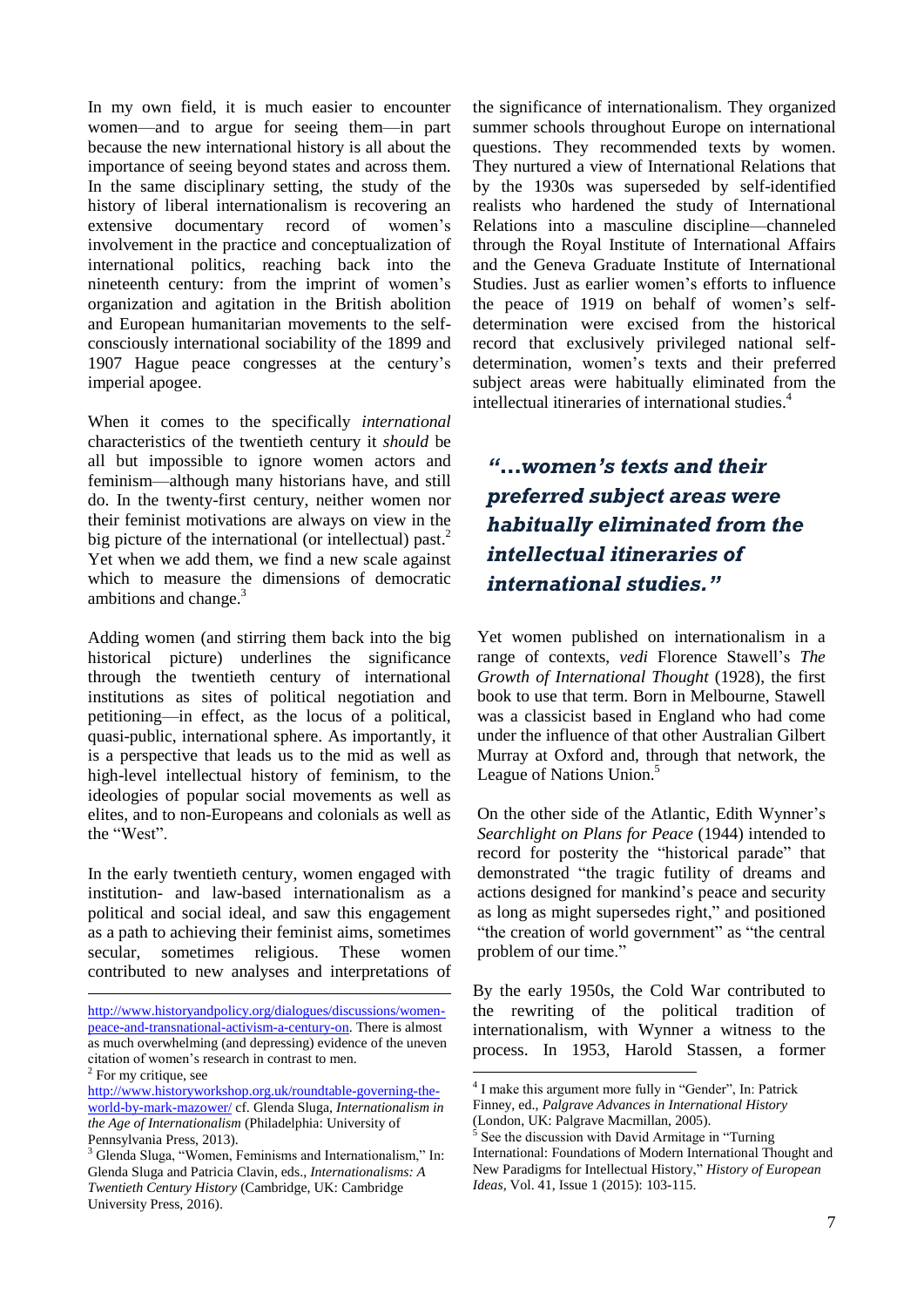In my own field, it is much easier to encounter women—and to argue for seeing them—in part because the new international history is all about the importance of seeing beyond states and across them. In the same disciplinary setting, the study of the history of liberal internationalism is recovering an extensive documentary record of women's involvement in the practice and conceptualization of international politics, reaching back into the nineteenth century: from the imprint of women's organization and agitation in the British abolition and European humanitarian movements to the self-consciously international sociability of the 1899 and 1907 Hague peace congresses at the century's imperial apogee.

When it comes to the specifically *international* characteristics of the twentieth century it *should* be all but impossible to ignore women actors and feminism—although many historians have, and still do. In the twenty-first century, neither women nor their feminist motivations are always on view in the big picture of the international (or intellectual) past.[2] Yet when we add them, we find a new scale against which to measure the dimensions of democratic ambitions and change.[3]

Adding women (and stirring them back into the big historical picture) underlines the significance through the twentieth century of international institutions as sites of political negotiation and petitioning—in effect, as the locus of a political, quasi-public, international sphere. As importantly, it is a perspective that leads us to the mid as well as high-level intellectual history of feminism, to the ideologies of popular social movements as well as elites, and to non-Europeans and colonials as well as the "West".

In the early twentieth century, women engaged with institution- and law-based internationalism as a political and social ideal, and saw this engagement as a path to achieving their feminist aims, sometimes secular, sometimes religious. These women contributed to new analyses and interpretations of the significance of internationalism. They organized summer schools throughout Europe on international questions. They recommended texts by women. They nurtured a view of International Relations that by the 1930s was superseded by self-identified realists who hardened the study of International Relations into a masculine discipline—channeled through the Royal Institute of International Affairs and the Geneva Graduate Institute of International Studies. Just as earlier women's efforts to influence the peace of 1919 on behalf of women's self-determination were excised from the historical record that exclusively privileged national self-determination, women's texts and their preferred subject areas were habitually eliminated from the intellectual itineraries of international studies.[4]

> ***"…women's texts and their preferred subject areas were habitually eliminated from the intellectual itineraries of international studies."***

Yet women published on internationalism in a range of contexts, *vedi* Florence Stawell's *The Growth of International Thought* (1928), the first book to use that term. Born in Melbourne, Stawell was a classicist based in England who had come under the influence of that other Australian Gilbert Murray at Oxford and, through that network, the League of Nations Union.[5]

On the other side of the Atlantic, Edith Wynner's *Searchlight on Plans for Peace* (1944) intended to record for posterity the "historical parade" that demonstrated "the tragic futility of dreams and actions designed for mankind's peace and security as long as might supersedes right," and positioned "the creation of world government" as "the central problem of our time."

By the early 1950s, the Cold War contributed to the rewriting of the political tradition of internationalism, with Wynner a witness to the process. In 1953, Harold Stassen, a former

---

http://www.historyandpolicy.org/dialogues/discussions/women-peace-and-transnational-activism-a-century-on. There is almost as much overwhelming (and depressing) evidence of the uneven citation of women's research in contrast to men.

[2] For my critique, see http://www.historyworkshop.org.uk/roundtable-governing-the-world-by-mark-mazower/ cf. Glenda Sluga, *Internationalism in the Age of Internationalism* (Philadelphia: University of Pennsylvania Press, 2013).

[3] Glenda Sluga, "Women, Feminisms and Internationalism," In: Glenda Sluga and Patricia Clavin, eds., *Internationalisms: A Twentieth Century History* (Cambridge, UK: Cambridge University Press, 2016).

[4] I make this argument more fully in "Gender", In: Patrick Finney, ed., *Palgrave Advances in International History* (London, UK: Palgrave Macmillan, 2005).

[5] See the discussion with David Armitage in "Turning International: Foundations of Modern International Thought and New Paradigms for Intellectual History," *History of European Ideas,* Vol. 41, Issue 1 (2015): 103-115.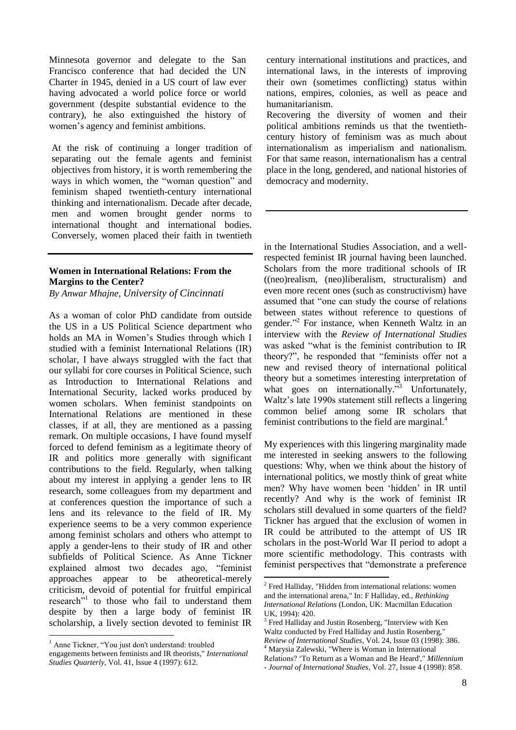Minnesota governor and delegate to the San Francisco conference that had decided the UN Charter in 1945, denied in a US court of law ever having advocated a world police force or world government (despite substantial evidence to the contrary), he also extinguished the history of women's agency and feminist ambitions.

At the risk of continuing a longer tradition of separating out the female agents and feminist objectives from history, it is worth remembering the ways in which women, the "woman question" and feminism shaped twentieth-century international thinking and internationalism. Decade after decade, men and women brought gender norms to international thought and international bodies. Conversely, women placed their faith in twentieth century international institutions and practices, and international laws, in the interests of improving their own (sometimes conflicting) status within nations, empires, colonies, as well as peace and humanitarianism.

Recovering the diversity of women and their political ambitions reminds us that the twentieth-century history of feminism was as much about internationalism as imperialism and nationalism. For that same reason, internationalism has a central place in the long, gendered, and national histories of democracy and modernity.

---

## Women in International Relations: From the Margins to the Center?

*By Anwar Mhajne, University of Cincinnati*

As a woman of color PhD candidate from outside the US in a US Political Science department who holds an MA in Women's Studies through which I studied with a feminist International Relations (IR) scholar, I have always struggled with the fact that our syllabi for core courses in Political Science, such as Introduction to International Relations and International Security, lacked works produced by women scholars. When feminist standpoints on International Relations are mentioned in these classes, if at all, they are mentioned as a passing remark. On multiple occasions, I have found myself forced to defend feminism as a legitimate theory of IR and politics more generally with significant contributions to the field. Regularly, when talking about my interest in applying a gender lens to IR research, some colleagues from my department and at conferences question the importance of such a lens and its relevance to the field of IR. My experience seems to be a very common experience among feminist scholars and others who attempt to apply a gender-lens to their study of IR and other subfields of Political Science. As Anne Tickner explained almost two decades ago, "feminist approaches appear to be atheoretical-merely criticism, devoid of potential for fruitful empirical research"[1] to those who fail to understand them despite by then a large body of feminist IR scholarship, a lively section devoted to feminist IR in the International Studies Association, and a well-respected feminist IR journal having been launched. Scholars from the more traditional schools of IR ((neo)realism, (neo)liberalism, structuralism) and even more recent ones (such as constructivism) have assumed that "one can study the course of relations between states without reference to questions of gender."[2] For instance, when Kenneth Waltz in an interview with the *Review of International Studies* was asked "what is the feminist contribution to IR theory?", he responded that "feminists offer not a new and revised theory of international political theory but a sometimes interesting interpretation of what goes on internationally."[3] Unfortunately, Waltz's late 1990s statement still reflects a lingering common belief among some IR scholars that feminist contributions to the field are marginal.[4]

My experiences with this lingering marginality made me interested in seeking answers to the following questions: Why, when we think about the history of international politics, we mostly think of great white men? Why have women been 'hidden' in IR until recently? And why is the work of feminist IR scholars still devalued in some quarters of the field? Tickner has argued that the exclusion of women in IR could be attributed to the attempt of US IR scholars in the post-World War II period to adopt a more scientific methodology. This contrasts with feminist perspectives that "demonstrate a preference

---

[1] Anne Tickner, "You just don't understand: troubled engagements between feminists and IR theorists," *International Studies Quarterly*, Vol. 41, Issue 4 (1997): 612.

[2] Fred Halliday, "Hidden from international relations: women and the international arena," In: F Halliday, ed., *Rethinking International Relations* (London, UK: Macmillan Education UK, 1994): 420.

[3] Fred Halliday and Justin Rosenberg, "Interview with Ken Waltz conducted by Fred Halliday and Justin Rosenberg," *Review of International Studies*, Vol. 24, Issue 03 (1998): 386.

[4] Marysia Zalewski, "Where is Woman in International Relations? 'To Return as a Woman and Be Heard'," *Millennium - Journal of International Studies*, Vol. 27, Issue 4 (1998): 858.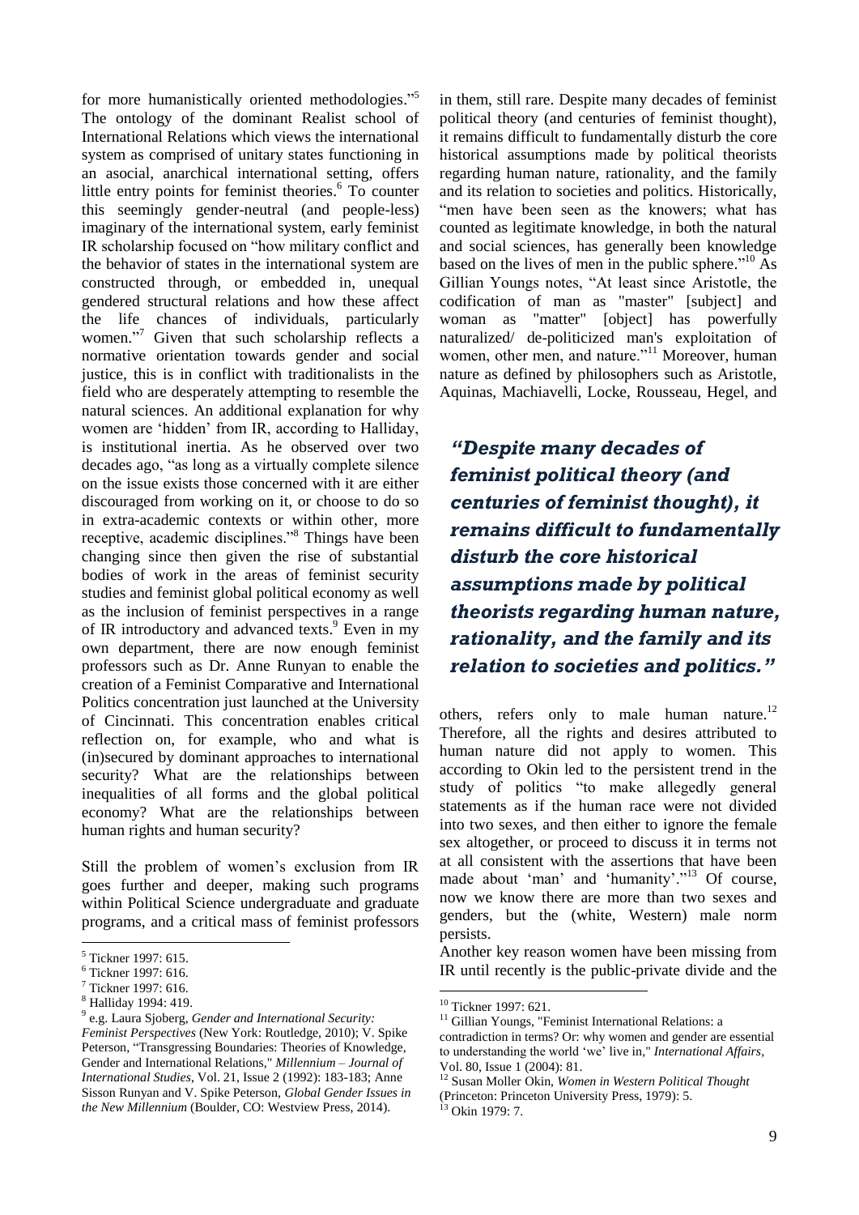for more humanistically oriented methodologies."[5] The ontology of the dominant Realist school of International Relations which views the international system as comprised of unitary states functioning in an asocial, anarchical international setting, offers little entry points for feminist theories.[6] To counter this seemingly gender-neutral (and people-less) imaginary of the international system, early feminist IR scholarship focused on "how military conflict and the behavior of states in the international system are constructed through, or embedded in, unequal gendered structural relations and how these affect the life chances of individuals, particularly women."[7] Given that such scholarship reflects a normative orientation towards gender and social justice, this is in conflict with traditionalists in the field who are desperately attempting to resemble the natural sciences. An additional explanation for why women are 'hidden' from IR, according to Halliday, is institutional inertia. As he observed over two decades ago, "as long as a virtually complete silence on the issue exists those concerned with it are either discouraged from working on it, or choose to do so in extra-academic contexts or within other, more receptive, academic disciplines."[8] Things have been changing since then given the rise of substantial bodies of work in the areas of feminist security studies and feminist global political economy as well as the inclusion of feminist perspectives in a range of IR introductory and advanced texts.[9] Even in my own department, there are now enough feminist professors such as Dr. Anne Runyan to enable the creation of a Feminist Comparative and International Politics concentration just launched at the University of Cincinnati. This concentration enables critical reflection on, for example, who and what is (in)secured by dominant approaches to international security? What are the relationships between inequalities of all forms and the global political economy? What are the relationships between human rights and human security?

Still the problem of women's exclusion from IR goes further and deeper, making such programs within Political Science undergraduate and graduate programs, and a critical mass of feminist professors in them, still rare. Despite many decades of feminist political theory (and centuries of feminist thought), it remains difficult to fundamentally disturb the core historical assumptions made by political theorists regarding human nature, rationality, and the family and its relation to societies and politics. Historically, "men have been seen as the knowers; what has counted as legitimate knowledge, in both the natural and social sciences, has generally been knowledge based on the lives of men in the public sphere."[10] As Gillian Youngs notes, "At least since Aristotle, the codification of man as "master" [subject] and woman as "matter" [object] has powerfully naturalized/ de-politicized man's exploitation of women, other men, and nature."[11] Moreover, human nature as defined by philosophers such as Aristotle, Aquinas, Machiavelli, Locke, Rousseau, Hegel, and others, refers only to male human nature.[12] Therefore, all the rights and desires attributed to human nature did not apply to women. This according to Okin led to the persistent trend in the study of politics "to make allegedly general statements as if the human race were not divided into two sexes, and then either to ignore the female sex altogether, or proceed to discuss it in terms not at all consistent with the assertions that have been made about 'man' and 'humanity'."[13] Of course, now we know there are more than two sexes and genders, but the (white, Western) male norm persists.

> ***"Despite many decades of feminist political theory (and centuries of feminist thought), it remains difficult to fundamentally disturb the core historical assumptions made by political theorists regarding human nature, rationality, and the family and its relation to societies and politics."***

Another key reason women have been missing from IR until recently is the public-private divide and the

---

[5] Tickner 1997: 615.

[6] Tickner 1997: 616.

[7] Tickner 1997: 616.

[8] Halliday 1994: 419.

[9] e.g. Laura Sjoberg, *Gender and International Security: Feminist Perspectives* (New York: Routledge, 2010); V. Spike Peterson, "Transgressing Boundaries: Theories of Knowledge, Gender and International Relations," *Millennium – Journal of International Studies*, Vol. 21, Issue 2 (1992): 183-183; Anne Sisson Runyan and V. Spike Peterson, *Global Gender Issues in the New Millennium* (Boulder, CO: Westview Press, 2014).

[10] Tickner 1997: 621.

[11] Gillian Youngs, "Feminist International Relations: a contradiction in terms? Or: why women and gender are essential to understanding the world 'we' live in," *International Affairs*, Vol. 80, Issue 1 (2004): 81.

[12] Susan Moller Okin, *Women in Western Political Thought* (Princeton: Princeton University Press, 1979): 5.

[13] Okin 1979: 7.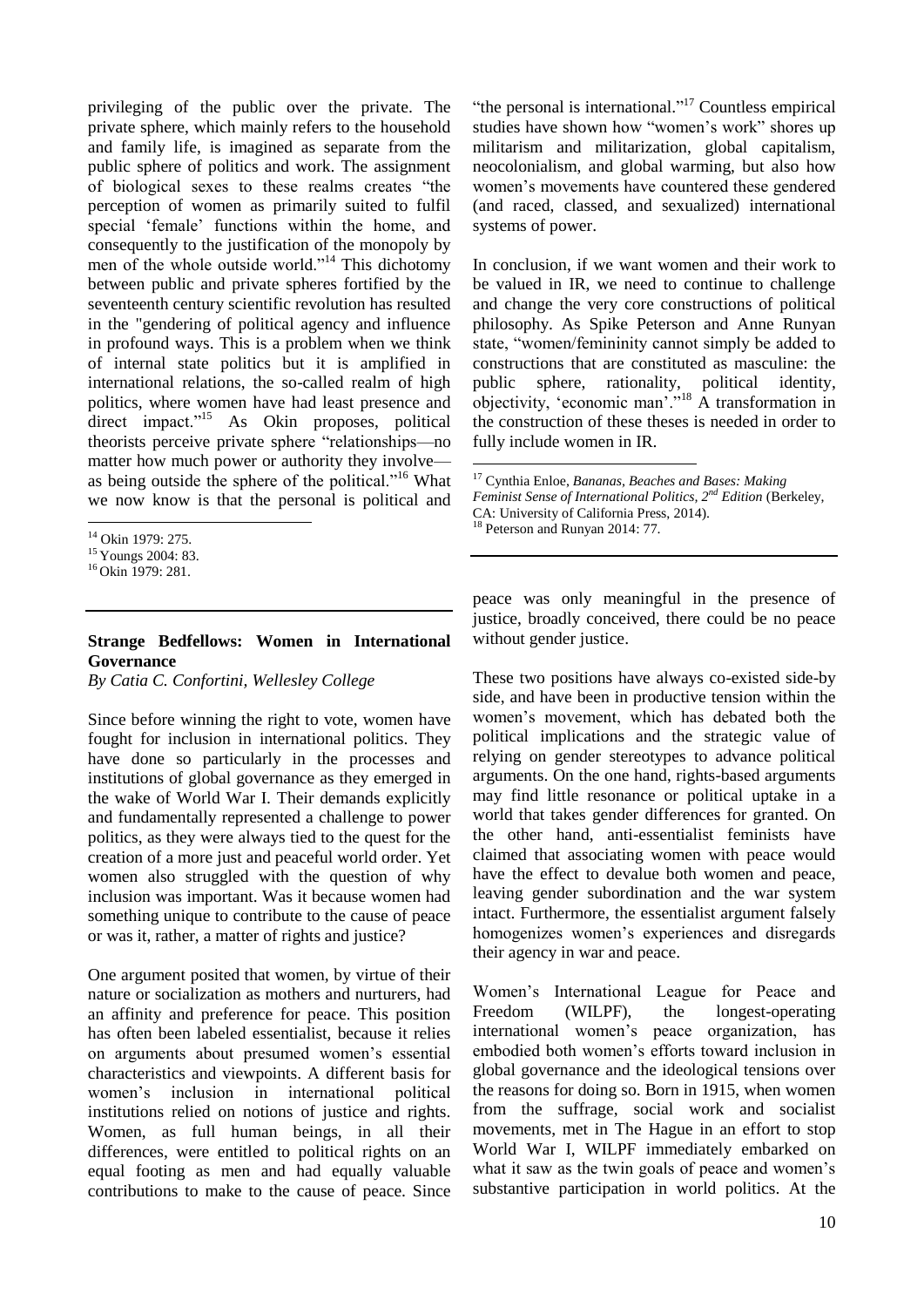privileging of the public over the private. The private sphere, which mainly refers to the household and family life, is imagined as separate from the public sphere of politics and work. The assignment of biological sexes to these realms creates "the perception of women as primarily suited to fulfil special 'female' functions within the home, and consequently to the justification of the monopoly by men of the whole outside world."[14] This dichotomy between public and private spheres fortified by the seventeenth century scientific revolution has resulted in the "gendering of political agency and influence in profound ways. This is a problem when we think of internal state politics but it is amplified in international relations, the so-called realm of high politics, where women have had least presence and direct impact."[15] As Okin proposes, political theorists perceive private sphere "relationships—no matter how much power or authority they involve—as being outside the sphere of the political."[16] What we now know is that the personal is political and "the personal is international."[17] Countless empirical studies have shown how "women's work" shores up militarism and militarization, global capitalism, neocolonialism, and global warming, but also how women's movements have countered these gendered (and raced, classed, and sexualized) international systems of power.

In conclusion, if we want women and their work to be valued in IR, we need to continue to challenge and change the very core constructions of political philosophy. As Spike Peterson and Anne Runyan state, "women/femininity cannot simply be added to constructions that are constituted as masculine: the public sphere, rationality, political identity, objectivity, 'economic man'."[18] A transformation in the construction of these theses is needed in order to fully include women in IR.

[14] Okin 1979: 275.

[15] Youngs 2004: 83.

[16] Okin 1979: 281.

[17] Cynthia Enloe, *Bananas, Beaches and Bases: Making Feminist Sense of International Politics, 2nd Edition* (Berkeley, CA: University of California Press, 2014).

[18] Peterson and Runyan 2014: 77.

## Strange Bedfellows: Women in International Governance

*By Catia C. Confortini, Wellesley College*

Since before winning the right to vote, women have fought for inclusion in international politics. They have done so particularly in the processes and institutions of global governance as they emerged in the wake of World War I. Their demands explicitly and fundamentally represented a challenge to power politics, as they were always tied to the quest for the creation of a more just and peaceful world order. Yet women also struggled with the question of why inclusion was important. Was it because women had something unique to contribute to the cause of peace or was it, rather, a matter of rights and justice?

One argument posited that women, by virtue of their nature or socialization as mothers and nurturers, had an affinity and preference for peace. This position has often been labeled essentialist, because it relies on arguments about presumed women's essential characteristics and viewpoints. A different basis for women's inclusion in international political institutions relied on notions of justice and rights. Women, as full human beings, in all their differences, were entitled to political rights on an equal footing as men and had equally valuable contributions to make to the cause of peace. Since peace was only meaningful in the presence of justice, broadly conceived, there could be no peace without gender justice.

These two positions have always co-existed side-by side, and have been in productive tension within the women's movement, which has debated both the political implications and the strategic value of relying on gender stereotypes to advance political arguments. On the one hand, rights-based arguments may find little resonance or political uptake in a world that takes gender differences for granted. On the other hand, anti-essentialist feminists have claimed that associating women with peace would have the effect to devalue both women and peace, leaving gender subordination and the war system intact. Furthermore, the essentialist argument falsely homogenizes women's experiences and disregards their agency in war and peace.

Women's International League for Peace and Freedom (WILPF), the longest-operating international women's peace organization, has embodied both women's efforts toward inclusion in global governance and the ideological tensions over the reasons for doing so. Born in 1915, when women from the suffrage, social work and socialist movements, met in The Hague in an effort to stop World War I, WILPF immediately embarked on what it saw as the twin goals of peace and women's substantive participation in world politics. At the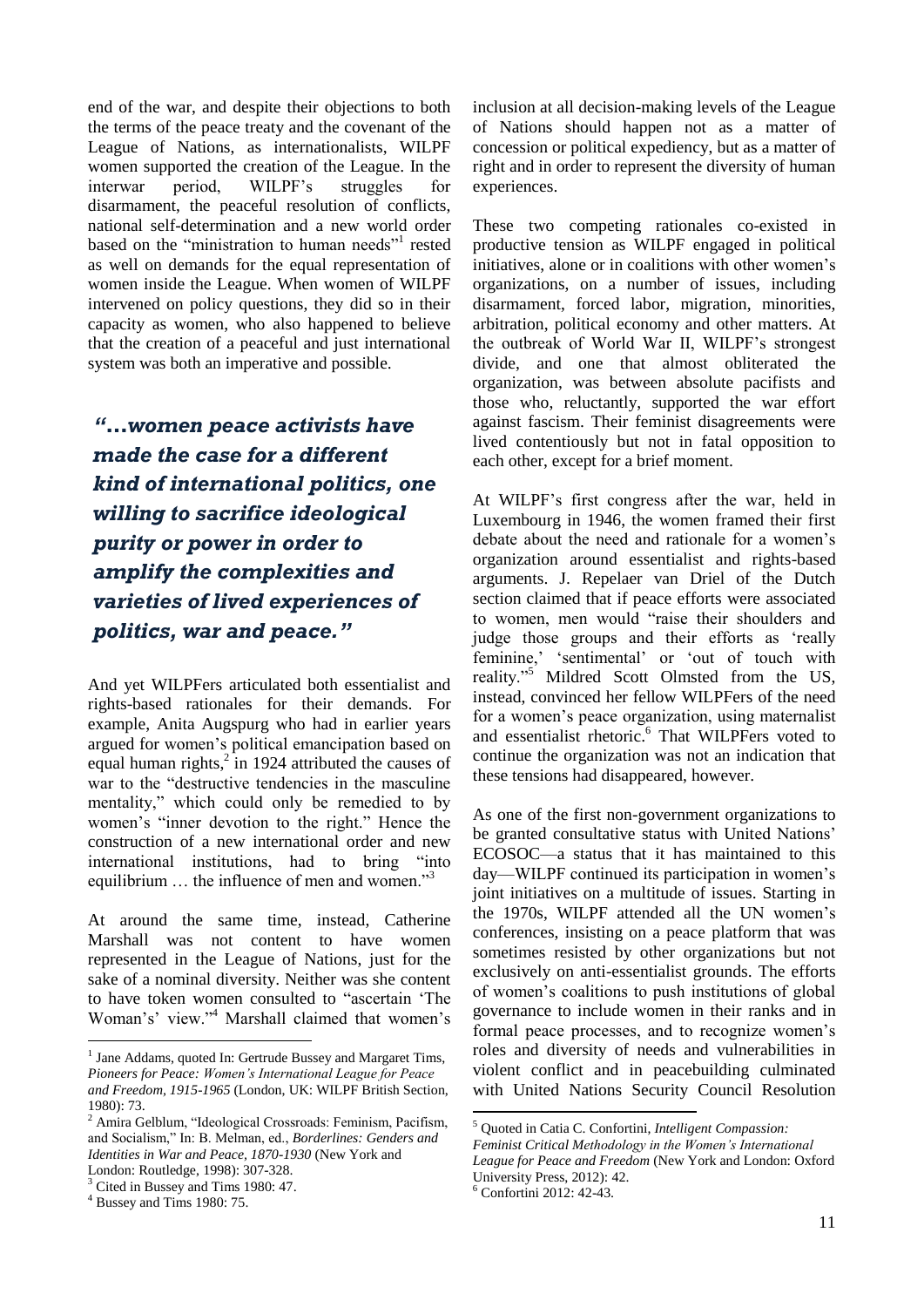end of the war, and despite their objections to both the terms of the peace treaty and the covenant of the League of Nations, as internationalists, WILPF women supported the creation of the League. In the interwar period, WILPF's struggles for disarmament, the peaceful resolution of conflicts, national self-determination and a new world order based on the "ministration to human needs"[1] rested as well on demands for the equal representation of women inside the League. When women of WILPF intervened on policy questions, they did so in their capacity as women, who also happened to believe that the creation of a peaceful and just international system was both an imperative and possible.

> ***"…women peace activists have made the case for a different kind of international politics, one willing to sacrifice ideological purity or power in order to amplify the complexities and varieties of lived experiences of politics, war and peace."***

And yet WILPFers articulated both essentialist and rights-based rationales for their demands. For example, Anita Augspurg who had in earlier years argued for women's political emancipation based on equal human rights,[2] in 1924 attributed the causes of war to the "destructive tendencies in the masculine mentality," which could only be remedied to by women's "inner devotion to the right." Hence the construction of a new international order and new international institutions, had to bring "into equilibrium … the influence of men and women."[3]

At around the same time, instead, Catherine Marshall was not content to have women represented in the League of Nations, just for the sake of a nominal diversity. Neither was she content to have token women consulted to "ascertain 'The Woman's' view."[4] Marshall claimed that women's inclusion at all decision-making levels of the League of Nations should happen not as a matter of concession or political expediency, but as a matter of right and in order to represent the diversity of human experiences.

These two competing rationales co-existed in productive tension as WILPF engaged in political initiatives, alone or in coalitions with other women's organizations, on a number of issues, including disarmament, forced labor, migration, minorities, arbitration, political economy and other matters. At the outbreak of World War II, WILPF's strongest divide, and one that almost obliterated the organization, was between absolute pacifists and those who, reluctantly, supported the war effort against fascism. Their feminist disagreements were lived contentiously but not in fatal opposition to each other, except for a brief moment.

At WILPF's first congress after the war, held in Luxembourg in 1946, the women framed their first debate about the need and rationale for a women's organization around essentialist and rights-based arguments. J. Repelaer van Driel of the Dutch section claimed that if peace efforts were associated to women, men would "raise their shoulders and judge those groups and their efforts as 'really feminine,' 'sentimental' or 'out of touch with reality."[5] Mildred Scott Olmsted from the US, instead, convinced her fellow WILPFers of the need for a women's peace organization, using maternalist and essentialist rhetoric.[6] That WILPFers voted to continue the organization was not an indication that these tensions had disappeared, however.

As one of the first non-government organizations to be granted consultative status with United Nations' ECOSOC—a status that it has maintained to this day—WILPF continued its participation in women's joint initiatives on a multitude of issues. Starting in the 1970s, WILPF attended all the UN women's conferences, insisting on a peace platform that was sometimes resisted by other organizations but not exclusively on anti-essentialist grounds. The efforts of women's coalitions to push institutions of global governance to include women in their ranks and in formal peace processes, and to recognize women's roles and diversity of needs and vulnerabilities in violent conflict and in peacebuilding culminated with United Nations Security Council Resolution

---

[1] Jane Addams, quoted In: Gertrude Bussey and Margaret Tims, *Pioneers for Peace: Women's International League for Peace and Freedom, 1915-1965* (London, UK: WILPF British Section, 1980): 73.

[2] Amira Gelblum, "Ideological Crossroads: Feminism, Pacifism, and Socialism," In: B. Melman, ed., *Borderlines: Genders and Identities in War and Peace, 1870-1930* (New York and London: Routledge, 1998): 307-328.

[3] Cited in Bussey and Tims 1980: 47.

[4] Bussey and Tims 1980: 75.

[5] Quoted in Catia C. Confortini, *Intelligent Compassion: Feminist Critical Methodology in the Women's International League for Peace and Freedom* (New York and London: Oxford University Press, 2012): 42.

[6] Confortini 2012: 42-43.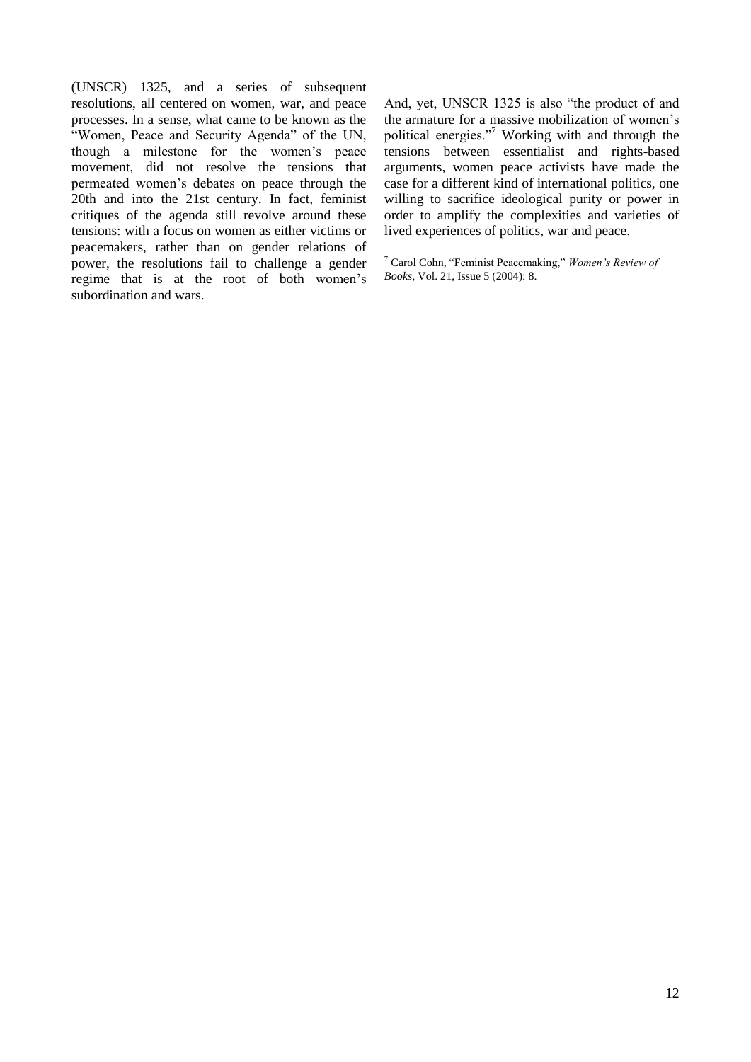(UNSCR) 1325, and a series of subsequent resolutions, all centered on women, war, and peace processes. In a sense, what came to be known as the "Women, Peace and Security Agenda" of the UN, though a milestone for the women's peace movement, did not resolve the tensions that permeated women's debates on peace through the 20th and into the 21st century. In fact, feminist critiques of the agenda still revolve around these tensions: with a focus on women as either victims or peacemakers, rather than on gender relations of power, the resolutions fail to challenge a gender regime that is at the root of both women's subordination and wars.

And, yet, UNSCR 1325 is also "the product of and the armature for a massive mobilization of women's political energies."[7] Working with and through the tensions between essentialist and rights-based arguments, women peace activists have made the case for a different kind of international politics, one willing to sacrifice ideological purity or power in order to amplify the complexities and varieties of lived experiences of politics, war and peace.

---

[7] Carol Cohn, "Feminist Peacemaking," *Women's Review of Books*, Vol. 21, Issue 5 (2004): 8.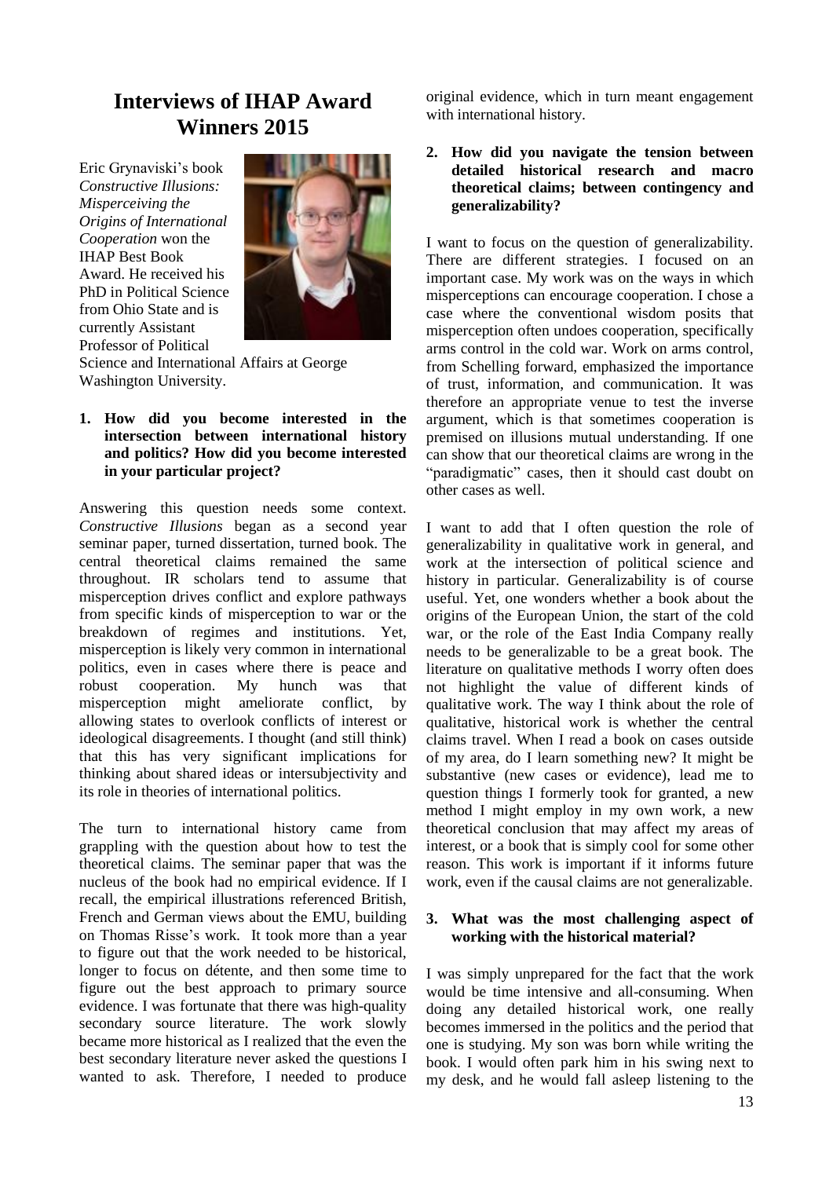# Interviews of IHAP Award Winners 2015

Eric Grynaviski's book *Constructive Illusions: Misperceiving the Origins of International Cooperation* won the IHAP Best Book Award. He received his PhD in Political Science from Ohio State and is currently Assistant Professor of Political Science and International Affairs at George Washington University.

**1. How did you become interested in the intersection between international history and politics? How did you become interested in your particular project?**

Answering this question needs some context. *Constructive Illusions* began as a second year seminar paper, turned dissertation, turned book. The central theoretical claims remained the same throughout. IR scholars tend to assume that misperception drives conflict and explore pathways from specific kinds of misperception to war or the breakdown of regimes and institutions. Yet, misperception is likely very common in international politics, even in cases where there is peace and robust cooperation. My hunch was that misperception might ameliorate conflict, by allowing states to overlook conflicts of interest or ideological disagreements. I thought (and still think) that this has very significant implications for thinking about shared ideas or intersubjectivity and its role in theories of international politics.

The turn to international history came from grappling with the question about how to test the theoretical claims. The seminar paper that was the nucleus of the book had no empirical evidence. If I recall, the empirical illustrations referenced British, French and German views about the EMU, building on Thomas Risse's work. It took more than a year to figure out that the work needed to be historical, longer to focus on détente, and then some time to figure out the best approach to primary source evidence. I was fortunate that there was high-quality secondary source literature. The work slowly became more historical as I realized that the even the best secondary literature never asked the questions I wanted to ask. Therefore, I needed to produce original evidence, which in turn meant engagement with international history.

**2. How did you navigate the tension between detailed historical research and macro theoretical claims; between contingency and generalizability?**

I want to focus on the question of generalizability. There are different strategies. I focused on an important case. My work was on the ways in which misperceptions can encourage cooperation. I chose a case where the conventional wisdom posits that misperception often undoes cooperation, specifically arms control in the cold war. Work on arms control, from Schelling forward, emphasized the importance of trust, information, and communication. It was therefore an appropriate venue to test the inverse argument, which is that sometimes cooperation is premised on illusions mutual understanding. If one can show that our theoretical claims are wrong in the "paradigmatic" cases, then it should cast doubt on other cases as well.

I want to add that I often question the role of generalizability in qualitative work in general, and work at the intersection of political science and history in particular. Generalizability is of course useful. Yet, one wonders whether a book about the origins of the European Union, the start of the cold war, or the role of the East India Company really needs to be generalizable to be a great book. The literature on qualitative methods I worry often does not highlight the value of different kinds of qualitative work. The way I think about the role of qualitative, historical work is whether the central claims travel. When I read a book on cases outside of my area, do I learn something new? It might be substantive (new cases or evidence), lead me to question things I formerly took for granted, a new method I might employ in my own work, a new theoretical conclusion that may affect my areas of interest, or a book that is simply cool for some other reason. This work is important if it informs future work, even if the causal claims are not generalizable.

**3. What was the most challenging aspect of working with the historical material?**

I was simply unprepared for the fact that the work would be time intensive and all-consuming. When doing any detailed historical work, one really becomes immersed in the politics and the period that one is studying. My son was born while writing the book. I would often park him in his swing next to my desk, and he would fall asleep listening to the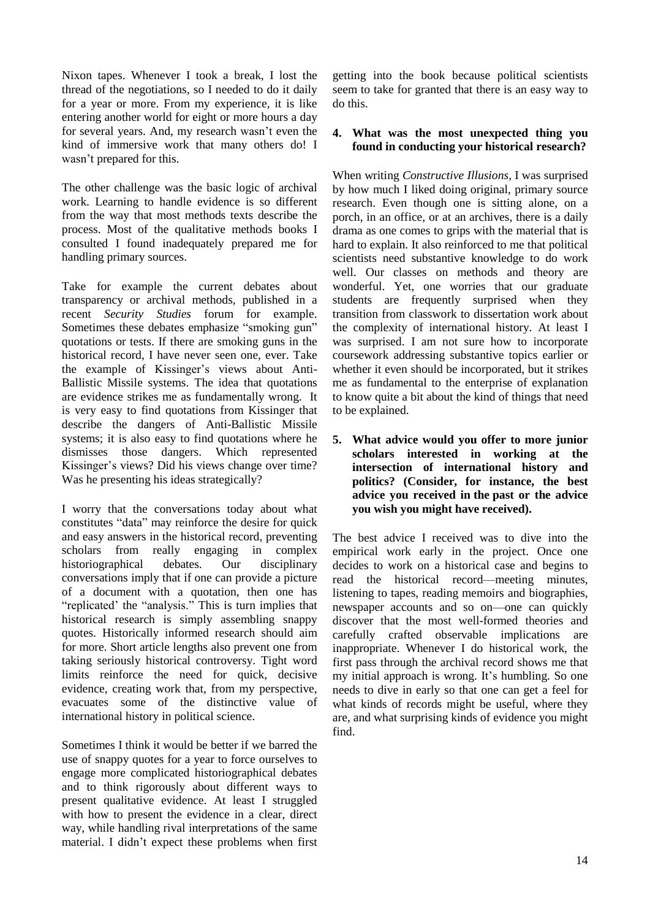Nixon tapes. Whenever I took a break, I lost the thread of the negotiations, so I needed to do it daily for a year or more. From my experience, it is like entering another world for eight or more hours a day for several years. And, my research wasn't even the kind of immersive work that many others do! I wasn't prepared for this.

The other challenge was the basic logic of archival work. Learning to handle evidence is so different from the way that most methods texts describe the process. Most of the qualitative methods books I consulted I found inadequately prepared me for handling primary sources.

Take for example the current debates about transparency or archival methods, published in a recent *Security Studies* forum for example. Sometimes these debates emphasize "smoking gun" quotations or tests. If there are smoking guns in the historical record, I have never seen one, ever. Take the example of Kissinger's views about Anti-Ballistic Missile systems. The idea that quotations are evidence strikes me as fundamentally wrong. It is very easy to find quotations from Kissinger that describe the dangers of Anti-Ballistic Missile systems; it is also easy to find quotations where he dismisses those dangers. Which represented Kissinger's views? Did his views change over time? Was he presenting his ideas strategically?

I worry that the conversations today about what constitutes "data" may reinforce the desire for quick and easy answers in the historical record, preventing scholars from really engaging in complex historiographical debates. Our disciplinary conversations imply that if one can provide a picture of a document with a quotation, then one has "replicated' the "analysis." This is turn implies that historical research is simply assembling snappy quotes. Historically informed research should aim for more. Short article lengths also prevent one from taking seriously historical controversy. Tight word limits reinforce the need for quick, decisive evidence, creating work that, from my perspective, evacuates some of the distinctive value of international history in political science.

Sometimes I think it would be better if we barred the use of snappy quotes for a year to force ourselves to engage more complicated historiographical debates and to think rigorously about different ways to present qualitative evidence. At least I struggled with how to present the evidence in a clear, direct way, while handling rival interpretations of the same material. I didn't expect these problems when first getting into the book because political scientists seem to take for granted that there is an easy way to do this.

**4. What was the most unexpected thing you found in conducting your historical research?**

When writing *Constructive Illusions*, I was surprised by how much I liked doing original, primary source research. Even though one is sitting alone, on a porch, in an office, or at an archives, there is a daily drama as one comes to grips with the material that is hard to explain. It also reinforced to me that political scientists need substantive knowledge to do work well. Our classes on methods and theory are wonderful. Yet, one worries that our graduate students are frequently surprised when they transition from classwork to dissertation work about the complexity of international history. At least I was surprised. I am not sure how to incorporate coursework addressing substantive topics earlier or whether it even should be incorporated, but it strikes me as fundamental to the enterprise of explanation to know quite a bit about the kind of things that need to be explained.

**5. What advice would you offer to more junior scholars interested in working at the intersection of international history and politics? (Consider, for instance, the best advice you received in the past or the advice you wish you might have received).**

The best advice I received was to dive into the empirical work early in the project. Once one decides to work on a historical case and begins to read the historical record—meeting minutes, listening to tapes, reading memoirs and biographies, newspaper accounts and so on—one can quickly discover that the most well-formed theories and carefully crafted observable implications are inappropriate. Whenever I do historical work, the first pass through the archival record shows me that my initial approach is wrong. It's humbling. So one needs to dive in early so that one can get a feel for what kinds of records might be useful, where they are, and what surprising kinds of evidence you might find.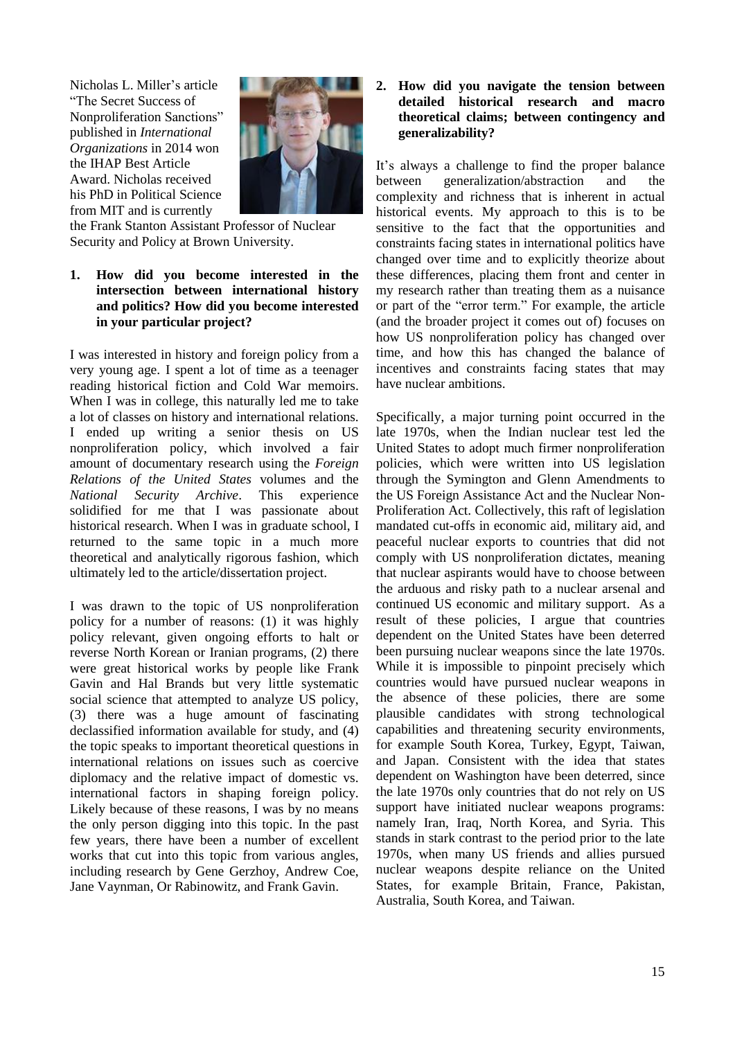Nicholas L. Miller's article "The Secret Success of Nonproliferation Sanctions" published in *International Organizations* in 2014 won the IHAP Best Article Award. Nicholas received his PhD in Political Science from MIT and is currently the Frank Stanton Assistant Professor of Nuclear Security and Policy at Brown University.

**1. How did you become interested in the intersection between international history and politics? How did you become interested in your particular project?**

I was interested in history and foreign policy from a very young age. I spent a lot of time as a teenager reading historical fiction and Cold War memoirs. When I was in college, this naturally led me to take a lot of classes on history and international relations. I ended up writing a senior thesis on US nonproliferation policy, which involved a fair amount of documentary research using the *Foreign Relations of the United States* volumes and the *National Security Archive*. This experience solidified for me that I was passionate about historical research. When I was in graduate school, I returned to the same topic in a much more theoretical and analytically rigorous fashion, which ultimately led to the article/dissertation project.

I was drawn to the topic of US nonproliferation policy for a number of reasons: (1) it was highly policy relevant, given ongoing efforts to halt or reverse North Korean or Iranian programs, (2) there were great historical works by people like Frank Gavin and Hal Brands but very little systematic social science that attempted to analyze US policy, (3) there was a huge amount of fascinating declassified information available for study, and (4) the topic speaks to important theoretical questions in international relations on issues such as coercive diplomacy and the relative impact of domestic vs. international factors in shaping foreign policy. Likely because of these reasons, I was by no means the only person digging into this topic. In the past few years, there have been a number of excellent works that cut into this topic from various angles, including research by Gene Gerzhoy, Andrew Coe, Jane Vaynman, Or Rabinowitz, and Frank Gavin.

**2. How did you navigate the tension between detailed historical research and macro theoretical claims; between contingency and generalizability?**

It's always a challenge to find the proper balance between generalization/abstraction and the complexity and richness that is inherent in actual historical events. My approach to this is to be sensitive to the fact that the opportunities and constraints facing states in international politics have changed over time and to explicitly theorize about these differences, placing them front and center in my research rather than treating them as a nuisance or part of the "error term." For example, the article (and the broader project it comes out of) focuses on how US nonproliferation policy has changed over time, and how this has changed the balance of incentives and constraints facing states that may have nuclear ambitions.

Specifically, a major turning point occurred in the late 1970s, when the Indian nuclear test led the United States to adopt much firmer nonproliferation policies, which were written into US legislation through the Symington and Glenn Amendments to the US Foreign Assistance Act and the Nuclear Non-Proliferation Act. Collectively, this raft of legislation mandated cut-offs in economic aid, military aid, and peaceful nuclear exports to countries that did not comply with US nonproliferation dictates, meaning that nuclear aspirants would have to choose between the arduous and risky path to a nuclear arsenal and continued US economic and military support. As a result of these policies, I argue that countries dependent on the United States have been deterred been pursuing nuclear weapons since the late 1970s. While it is impossible to pinpoint precisely which countries would have pursued nuclear weapons in the absence of these policies, there are some plausible candidates with strong technological capabilities and threatening security environments, for example South Korea, Turkey, Egypt, Taiwan, and Japan. Consistent with the idea that states dependent on Washington have been deterred, since the late 1970s only countries that do not rely on US support have initiated nuclear weapons programs: namely Iran, Iraq, North Korea, and Syria. This stands in stark contrast to the period prior to the late 1970s, when many US friends and allies pursued nuclear weapons despite reliance on the United States, for example Britain, France, Pakistan, Australia, South Korea, and Taiwan.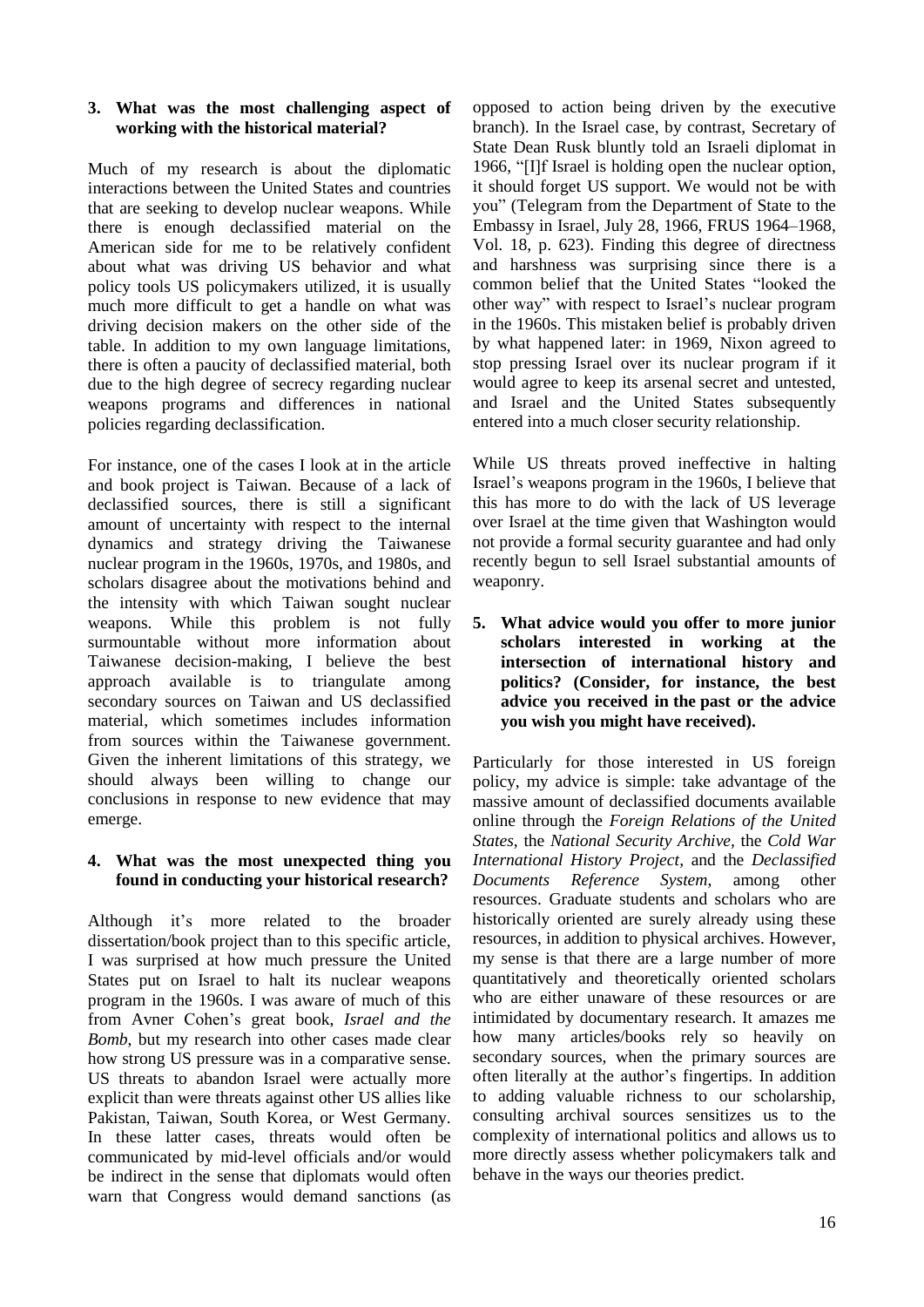**3. What was the most challenging aspect of working with the historical material?**

Much of my research is about the diplomatic interactions between the United States and countries that are seeking to develop nuclear weapons. While there is enough declassified material on the American side for me to be relatively confident about what was driving US behavior and what policy tools US policymakers utilized, it is usually much more difficult to get a handle on what was driving decision makers on the other side of the table. In addition to my own language limitations, there is often a paucity of declassified material, both due to the high degree of secrecy regarding nuclear weapons programs and differences in national policies regarding declassification.

For instance, one of the cases I look at in the article and book project is Taiwan. Because of a lack of declassified sources, there is still a significant amount of uncertainty with respect to the internal dynamics and strategy driving the Taiwanese nuclear program in the 1960s, 1970s, and 1980s, and scholars disagree about the motivations behind and the intensity with which Taiwan sought nuclear weapons. While this problem is not fully surmountable without more information about Taiwanese decision-making, I believe the best approach available is to triangulate among secondary sources on Taiwan and US declassified material, which sometimes includes information from sources within the Taiwanese government. Given the inherent limitations of this strategy, we should always been willing to change our conclusions in response to new evidence that may emerge.

**4. What was the most unexpected thing you found in conducting your historical research?**

Although it's more related to the broader dissertation/book project than to this specific article, I was surprised at how much pressure the United States put on Israel to halt its nuclear weapons program in the 1960s. I was aware of much of this from Avner Cohen's great book, *Israel and the Bomb*, but my research into other cases made clear how strong US pressure was in a comparative sense. US threats to abandon Israel were actually more explicit than were threats against other US allies like Pakistan, Taiwan, South Korea, or West Germany. In these latter cases, threats would often be communicated by mid-level officials and/or would be indirect in the sense that diplomats would often warn that Congress would demand sanctions (as opposed to action being driven by the executive branch). In the Israel case, by contrast, Secretary of State Dean Rusk bluntly told an Israeli diplomat in 1966, "[I]f Israel is holding open the nuclear option, it should forget US support. We would not be with you" (Telegram from the Department of State to the Embassy in Israel, July 28, 1966, FRUS 1964–1968, Vol. 18, p. 623). Finding this degree of directness and harshness was surprising since there is a common belief that the United States "looked the other way" with respect to Israel's nuclear program in the 1960s. This mistaken belief is probably driven by what happened later: in 1969, Nixon agreed to stop pressing Israel over its nuclear program if it would agree to keep its arsenal secret and untested, and Israel and the United States subsequently entered into a much closer security relationship.

While US threats proved ineffective in halting Israel's weapons program in the 1960s, I believe that this has more to do with the lack of US leverage over Israel at the time given that Washington would not provide a formal security guarantee and had only recently begun to sell Israel substantial amounts of weaponry.

**5. What advice would you offer to more junior scholars interested in working at the intersection of international history and politics? (Consider, for instance, the best advice you received in the past or the advice you wish you might have received).**

Particularly for those interested in US foreign policy, my advice is simple: take advantage of the massive amount of declassified documents available online through the *Foreign Relations of the United States*, the *National Security Archive*, the *Cold War International History Project*, and the *Declassified Documents Reference System*, among other resources. Graduate students and scholars who are historically oriented are surely already using these resources, in addition to physical archives. However, my sense is that there are a large number of more quantitatively and theoretically oriented scholars who are either unaware of these resources or are intimidated by documentary research. It amazes me how many articles/books rely so heavily on secondary sources, when the primary sources are often literally at the author's fingertips. In addition to adding valuable richness to our scholarship, consulting archival sources sensitizes us to the complexity of international politics and allows us to more directly assess whether policymakers talk and behave in the ways our theories predict.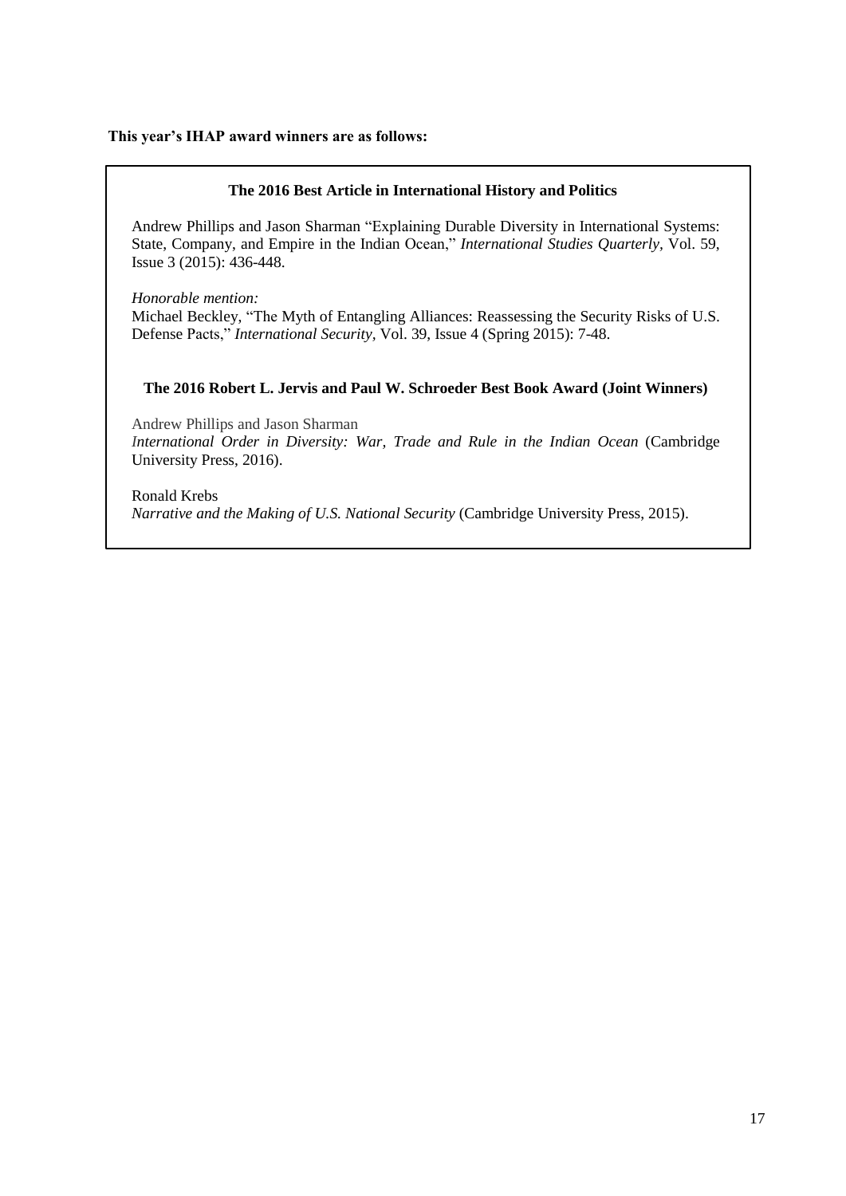**This year's IHAP award winners are as follows:**

### The 2016 Best Article in International History and Politics

Andrew Phillips and Jason Sharman "Explaining Durable Diversity in International Systems: State, Company, and Empire in the Indian Ocean," *International Studies Quarterly,* Vol. 59, Issue 3 (2015): 436-448.

*Honorable mention:*
Michael Beckley, "The Myth of Entangling Alliances: Reassessing the Security Risks of U.S. Defense Pacts," *International Security,* Vol. 39, Issue 4 (Spring 2015): 7-48.

### The 2016 Robert L. Jervis and Paul W. Schroeder Best Book Award (Joint Winners)

Andrew Phillips and Jason Sharman
*International Order in Diversity: War, Trade and Rule in the Indian Ocean* (Cambridge University Press, 2016).

Ronald Krebs
*Narrative and the Making of U.S. National Security* (Cambridge University Press, 2015).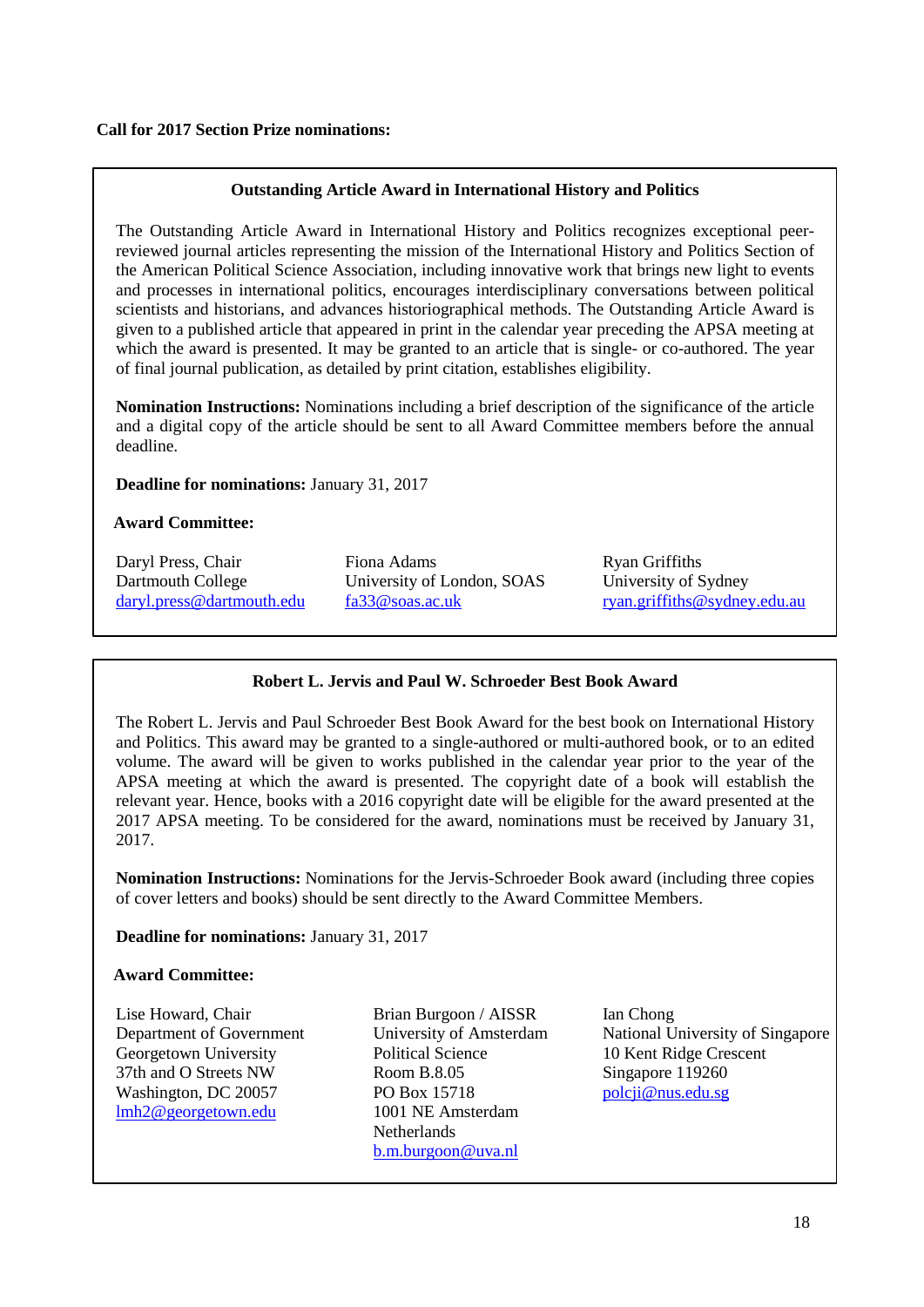**Call for 2017 Section Prize nominations:**

### Outstanding Article Award in International History and Politics

The Outstanding Article Award in International History and Politics recognizes exceptional peer-reviewed journal articles representing the mission of the International History and Politics Section of the American Political Science Association, including innovative work that brings new light to events and processes in international politics, encourages interdisciplinary conversations between political scientists and historians, and advances historiographical methods. The Outstanding Article Award is given to a published article that appeared in print in the calendar year preceding the APSA meeting at which the award is presented. It may be granted to an article that is single- or co-authored. The year of final journal publication, as detailed by print citation, establishes eligibility.

**Nomination Instructions:** Nominations including a brief description of the significance of the article and a digital copy of the article should be sent to all Award Committee members before the annual deadline.

**Deadline for nominations:** January 31, 2017

**Award Committee:**

Daryl Press, Chair
Dartmouth College
daryl.press@dartmouth.edu

Fiona Adams
University of London, SOAS
fa33@soas.ac.uk

Ryan Griffiths
University of Sydney
ryan.griffiths@sydney.edu.au

### Robert L. Jervis and Paul W. Schroeder Best Book Award

The Robert L. Jervis and Paul Schroeder Best Book Award for the best book on International History and Politics. This award may be granted to a single-authored or multi-authored book, or to an edited volume. The award will be given to works published in the calendar year prior to the year of the APSA meeting at which the award is presented. The copyright date of a book will establish the relevant year. Hence, books with a 2016 copyright date will be eligible for the award presented at the 2017 APSA meeting. To be considered for the award, nominations must be received by January 31, 2017.

**Nomination Instructions:** Nominations for the Jervis-Schroeder Book award (including three copies of cover letters and books) should be sent directly to the Award Committee Members.

**Deadline for nominations:** January 31, 2017

**Award Committee:**

Lise Howard, Chair
Department of Government
Georgetown University
37th and O Streets NW
Washington, DC 20057
lmh2@georgetown.edu

Brian Burgoon / AISSR
University of Amsterdam
Political Science
Room B.8.05
PO Box 15718
1001 NE Amsterdam
Netherlands
b.m.burgoon@uva.nl

Ian Chong
National University of Singapore
10 Kent Ridge Crescent
Singapore 119260
polcji@nus.edu.sg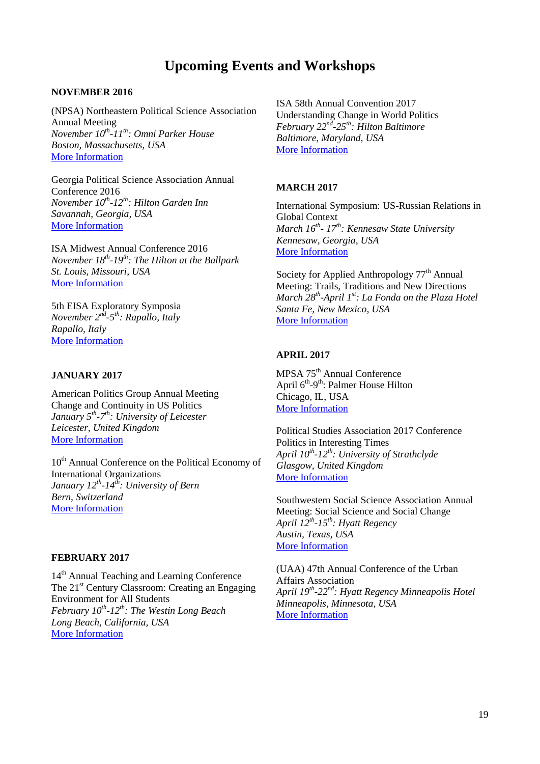# Upcoming Events and Workshops

## NOVEMBER 2016

(NPSA) Northeastern Political Science Association Annual Meeting
*November 10th-11th: Omni Parker House*
*Boston, Massachusetts, USA*
More Information

Georgia Political Science Association Annual Conference 2016
*November 10th-12th: Hilton Garden Inn*
*Savannah, Georgia, USA*
More Information

ISA Midwest Annual Conference 2016
*November 18th-19th: The Hilton at the Ballpark*
*St. Louis, Missouri, USA*
More Information

5th EISA Exploratory Symposia
*November 2nd-5th: Rapallo, Italy*
*Rapallo, Italy*
More Information

## JANUARY 2017

American Politics Group Annual Meeting
Change and Continuity in US Politics
*January 5th-7th: University of Leicester*
*Leicester, United Kingdom*
More Information

10th Annual Conference on the Political Economy of International Organizations
*January 12th-14th: University of Bern*
*Bern, Switzerland*
More Information

## FEBRUARY 2017

14th Annual Teaching and Learning Conference
The 21st Century Classroom: Creating an Engaging Environment for All Students
*February 10th-12th: The Westin Long Beach*
*Long Beach, California, USA*
More Information

ISA 58th Annual Convention 2017
Understanding Change in World Politics
*February 22nd-25th: Hilton Baltimore*
*Baltimore, Maryland, USA*
More Information

## MARCH 2017

International Symposium: US-Russian Relations in Global Context
*March 16th- 17th: Kennesaw State University*
*Kennesaw, Georgia, USA*
More Information

Society for Applied Anthropology 77th Annual Meeting: Trails, Traditions and New Directions
*March 28th-April 1st: La Fonda on the Plaza Hotel*
*Santa Fe, New Mexico, USA*
More Information

## APRIL 2017

MPSA 75th Annual Conference
April 6th-9th: Palmer House Hilton
Chicago, IL, USA
More Information

Political Studies Association 2017 Conference
Politics in Interesting Times
*April 10th-12th: University of Strathclyde*
*Glasgow, United Kingdom*
More Information

Southwestern Social Science Association Annual Meeting: Social Science and Social Change
*April 12th-15th: Hyatt Regency*
*Austin, Texas, USA*
More Information

(UAA) 47th Annual Conference of the Urban Affairs Association
*April 19th-22nd: Hyatt Regency Minneapolis Hotel*
*Minneapolis, Minnesota, USA*
More Information